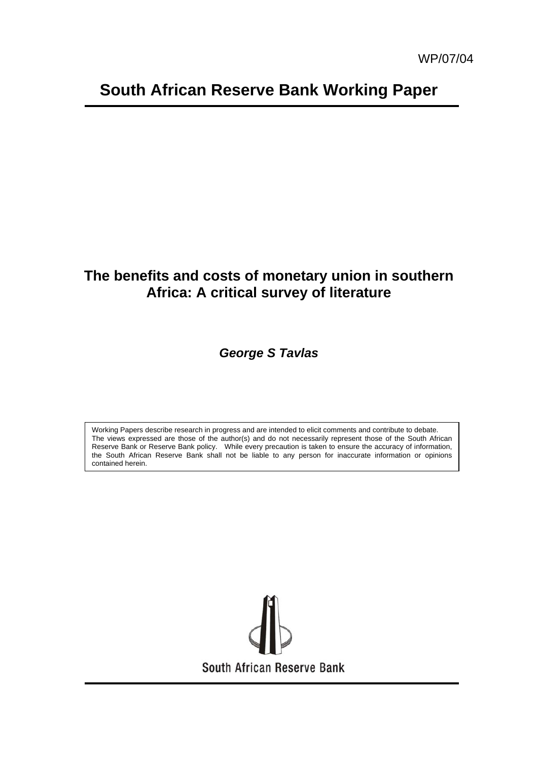WP/07/04

# South African Reserve Bank Working Paper

## The benefits and costs of monetary union in southern Africa: A critical survey of literature

***George S Tavlas***

Working Papers describe research in progress and are intended to elicit comments and contribute to debate. The views expressed are those of the author(s) and do not necessarily represent those of the South African Reserve Bank or Reserve Bank policy. While every precaution is taken to ensure the accuracy of information, the South African Reserve Bank shall not be liable to any person for inaccurate information or opinions contained herein.

South African Reserve Bank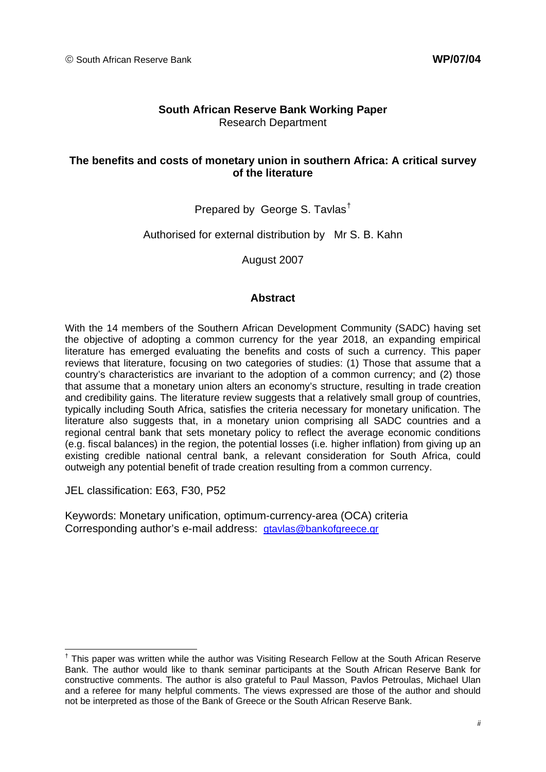© South African Reserve Bank **WP/07/04**

**South African Reserve Bank Working Paper**
Research Department

## The benefits and costs of monetary union in southern Africa: A critical survey of the literature

Prepared by George S. Tavlas[†]

Authorised for external distribution by Mr S. B. Kahn

August 2007

### Abstract

With the 14 members of the Southern African Development Community (SADC) having set the objective of adopting a common currency for the year 2018, an expanding empirical literature has emerged evaluating the benefits and costs of such a currency. This paper reviews that literature, focusing on two categories of studies: (1) Those that assume that a country's characteristics are invariant to the adoption of a common currency; and (2) those that assume that a monetary union alters an economy's structure, resulting in trade creation and credibility gains. The literature review suggests that a relatively small group of countries, typically including South Africa, satisfies the criteria necessary for monetary unification. The literature also suggests that, in a monetary union comprising all SADC countries and a regional central bank that sets monetary policy to reflect the average economic conditions (e.g. fiscal balances) in the region, the potential losses (i.e. higher inflation) from giving up an existing credible national central bank, a relevant consideration for South Africa, could outweigh any potential benefit of trade creation resulting from a common currency.

JEL classification: E63, F30, P52

Keywords: Monetary unification, optimum-currency-area (OCA) criteria
Corresponding author's e-mail address: gtavlas@bankofgreece.gr

[†] This paper was written while the author was Visiting Research Fellow at the South African Reserve Bank. The author would like to thank seminar participants at the South African Reserve Bank for constructive comments. The author is also grateful to Paul Masson, Pavlos Petroulas, Michael Ulan and a referee for many helpful comments. The views expressed are those of the author and should not be interpreted as those of the Bank of Greece or the South African Reserve Bank.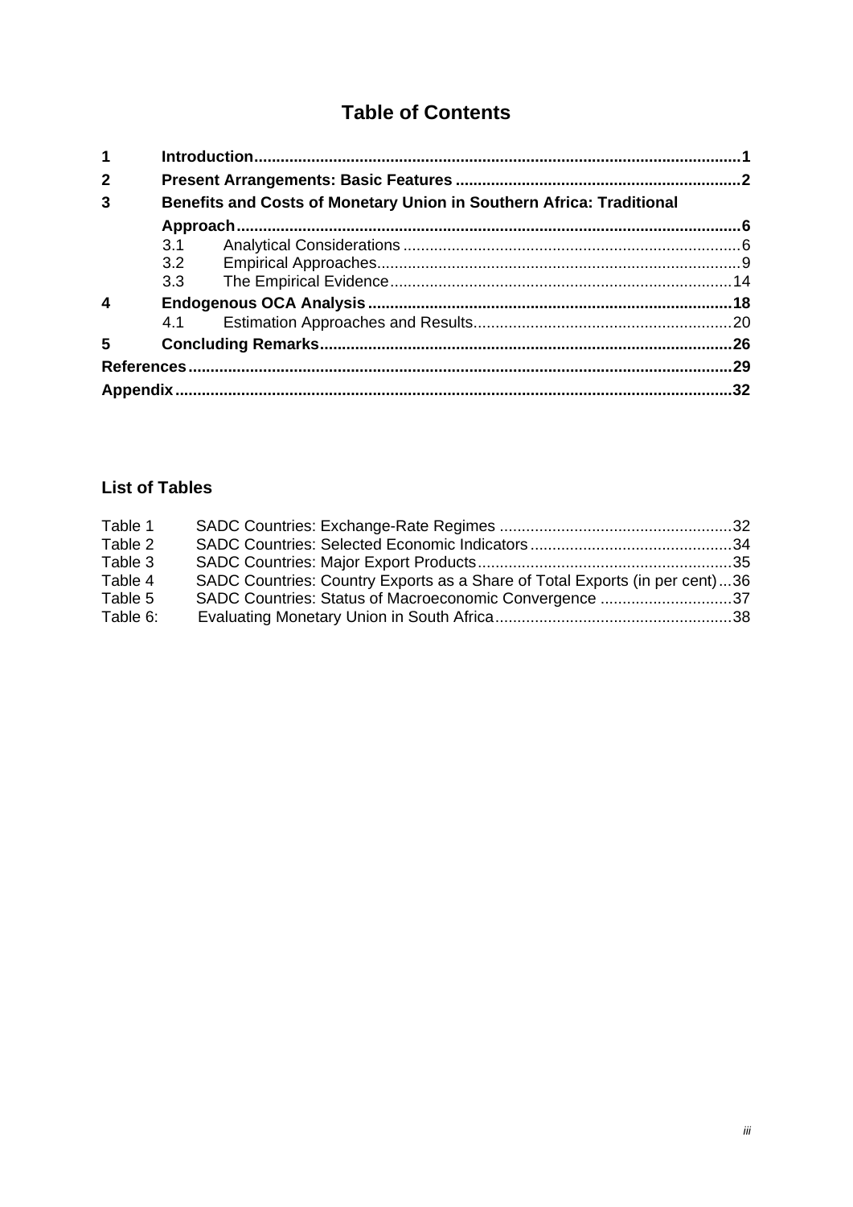# Table of Contents

| | | | |
|---|---|---|---|
| **1** | **Introduction** | | **1** |
| **2** | **Present Arrangements: Basic Features** | | **2** |
| **3** | **Benefits and Costs of Monetary Union in Southern Africa: Traditional Approach** | | **6** |
| | 3.1 | Analytical Considerations | 6 |
| | 3.2 | Empirical Approaches | 9 |
| | 3.3 | The Empirical Evidence | 14 |
| **4** | **Endogenous OCA Analysis** | | **18** |
| | 4.1 | Estimation Approaches and Results | 20 |
| **5** | **Concluding Remarks** | | **26** |
| **References** | | | **29** |
| **Appendix** | | | **32** |

## List of Tables

| | | |
|---|---|---|
| Table 1 | SADC Countries: Exchange-Rate Regimes | 32 |
| Table 2 | SADC Countries: Selected Economic Indicators | 34 |
| Table 3 | SADC Countries: Major Export Products | 35 |
| Table 4 | SADC Countries: Country Exports as a Share of Total Exports (in per cent) | 36 |
| Table 5 | SADC Countries: Status of Macroeconomic Convergence | 37 |
| Table 6: | Evaluating Monetary Union in South Africa | 38 |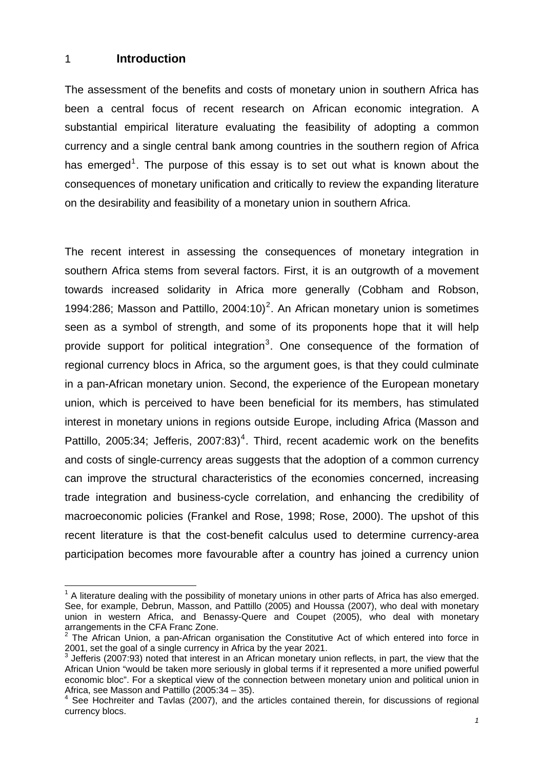# 1 Introduction

The assessment of the benefits and costs of monetary union in southern Africa has been a central focus of recent research on African economic integration. A substantial empirical literature evaluating the feasibility of adopting a common currency and a single central bank among countries in the southern region of Africa has emerged[1]. The purpose of this essay is to set out what is known about the consequences of monetary unification and critically to review the expanding literature on the desirability and feasibility of a monetary union in southern Africa.

The recent interest in assessing the consequences of monetary integration in southern Africa stems from several factors. First, it is an outgrowth of a movement towards increased solidarity in Africa more generally (Cobham and Robson, 1994:286; Masson and Pattillo, 2004:10)[2]. An African monetary union is sometimes seen as a symbol of strength, and some of its proponents hope that it will help provide support for political integration[3]. One consequence of the formation of regional currency blocs in Africa, so the argument goes, is that they could culminate in a pan-African monetary union. Second, the experience of the European monetary union, which is perceived to have been beneficial for its members, has stimulated interest in monetary unions in regions outside Europe, including Africa (Masson and Pattillo, 2005:34; Jefferis, 2007:83)[4]. Third, recent academic work on the benefits and costs of single-currency areas suggests that the adoption of a common currency can improve the structural characteristics of the economies concerned, increasing trade integration and business-cycle correlation, and enhancing the credibility of macroeconomic policies (Frankel and Rose, 1998; Rose, 2000). The upshot of this recent literature is that the cost-benefit calculus used to determine currency-area participation becomes more favourable after a country has joined a currency union

[1] A literature dealing with the possibility of monetary unions in other parts of Africa has also emerged. See, for example, Debrun, Masson, and Pattillo (2005) and Houssa (2007), who deal with monetary union in western Africa, and Benassy-Quere and Coupet (2005), who deal with monetary arrangements in the CFA Franc Zone.

[2] The African Union, a pan-African organisation the Constitutive Act of which entered into force in 2001, set the goal of a single currency in Africa by the year 2021.

[3] Jefferis (2007:93) noted that interest in an African monetary union reflects, in part, the view that the African Union "would be taken more seriously in global terms if it represented a more unified powerful economic bloc". For a skeptical view of the connection between monetary union and political union in Africa, see Masson and Pattillo (2005:34 – 35).

[4] See Hochreiter and Tavlas (2007), and the articles contained therein, for discussions of regional currency blocs.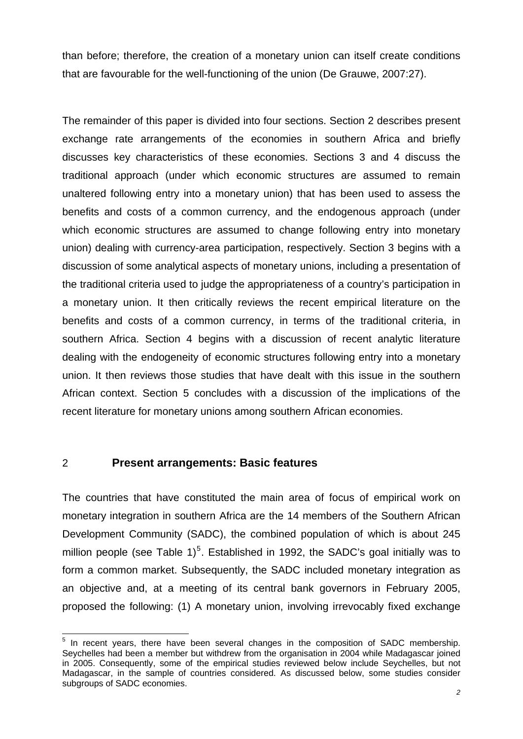than before; therefore, the creation of a monetary union can itself create conditions that are favourable for the well-functioning of the union (De Grauwe, 2007:27).

The remainder of this paper is divided into four sections. Section 2 describes present exchange rate arrangements of the economies in southern Africa and briefly discusses key characteristics of these economies. Sections 3 and 4 discuss the traditional approach (under which economic structures are assumed to remain unaltered following entry into a monetary union) that has been used to assess the benefits and costs of a common currency, and the endogenous approach (under which economic structures are assumed to change following entry into monetary union) dealing with currency-area participation, respectively. Section 3 begins with a discussion of some analytical aspects of monetary unions, including a presentation of the traditional criteria used to judge the appropriateness of a country's participation in a monetary union. It then critically reviews the recent empirical literature on the benefits and costs of a common currency, in terms of the traditional criteria, in southern Africa. Section 4 begins with a discussion of recent analytic literature dealing with the endogeneity of economic structures following entry into a monetary union. It then reviews those studies that have dealt with this issue in the southern African context. Section 5 concludes with a discussion of the implications of the recent literature for monetary unions among southern African economies.

## 2 Present arrangements: Basic features

The countries that have constituted the main area of focus of empirical work on monetary integration in southern Africa are the 14 members of the Southern African Development Community (SADC), the combined population of which is about 245 million people (see Table 1)[5]. Established in 1992, the SADC's goal initially was to form a common market. Subsequently, the SADC included monetary integration as an objective and, at a meeting of its central bank governors in February 2005, proposed the following: (1) A monetary union, involving irrevocably fixed exchange

[5] In recent years, there have been several changes in the composition of SADC membership. Seychelles had been a member but withdrew from the organisation in 2004 while Madagascar joined in 2005. Consequently, some of the empirical studies reviewed below include Seychelles, but not Madagascar, in the sample of countries considered. As discussed below, some studies consider subgroups of SADC economies.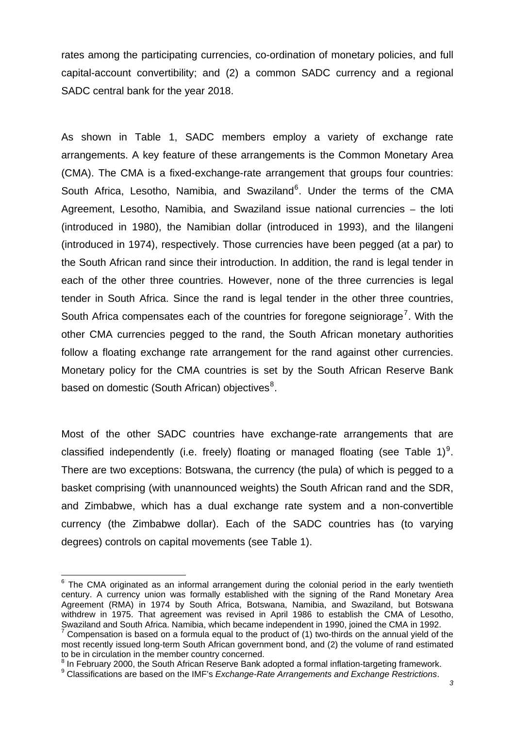rates among the participating currencies, co-ordination of monetary policies, and full capital-account convertibility; and (2) a common SADC currency and a regional SADC central bank for the year 2018.

As shown in Table 1, SADC members employ a variety of exchange rate arrangements. A key feature of these arrangements is the Common Monetary Area (CMA). The CMA is a fixed-exchange-rate arrangement that groups four countries: South Africa, Lesotho, Namibia, and Swaziland[6]. Under the terms of the CMA Agreement, Lesotho, Namibia, and Swaziland issue national currencies – the loti (introduced in 1980), the Namibian dollar (introduced in 1993), and the lilangeni (introduced in 1974), respectively. Those currencies have been pegged (at a par) to the South African rand since their introduction. In addition, the rand is legal tender in each of the other three countries. However, none of the three currencies is legal tender in South Africa. Since the rand is legal tender in the other three countries, South Africa compensates each of the countries for foregone seigniorage[7]. With the other CMA currencies pegged to the rand, the South African monetary authorities follow a floating exchange rate arrangement for the rand against other currencies. Monetary policy for the CMA countries is set by the South African Reserve Bank based on domestic (South African) objectives[8].

Most of the other SADC countries have exchange-rate arrangements that are classified independently (i.e. freely) floating or managed floating (see Table 1)[9]. There are two exceptions: Botswana, the currency (the pula) of which is pegged to a basket comprising (with unannounced weights) the South African rand and the SDR, and Zimbabwe, which has a dual exchange rate system and a non-convertible currency (the Zimbabwe dollar). Each of the SADC countries has (to varying degrees) controls on capital movements (see Table 1).

---

[6] The CMA originated as an informal arrangement during the colonial period in the early twentieth century. A currency union was formally established with the signing of the Rand Monetary Area Agreement (RMA) in 1974 by South Africa, Botswana, Namibia, and Swaziland, but Botswana withdrew in 1975. That agreement was revised in April 1986 to establish the CMA of Lesotho, Swaziland and South Africa. Namibia, which became independent in 1990, joined the CMA in 1992.

[7] Compensation is based on a formula equal to the product of (1) two-thirds on the annual yield of the most recently issued long-term South African government bond, and (2) the volume of rand estimated to be in circulation in the member country concerned.

[8] In February 2000, the South African Reserve Bank adopted a formal inflation-targeting framework.

[9] Classifications are based on the IMF's *Exchange-Rate Arrangements and Exchange Restrictions*.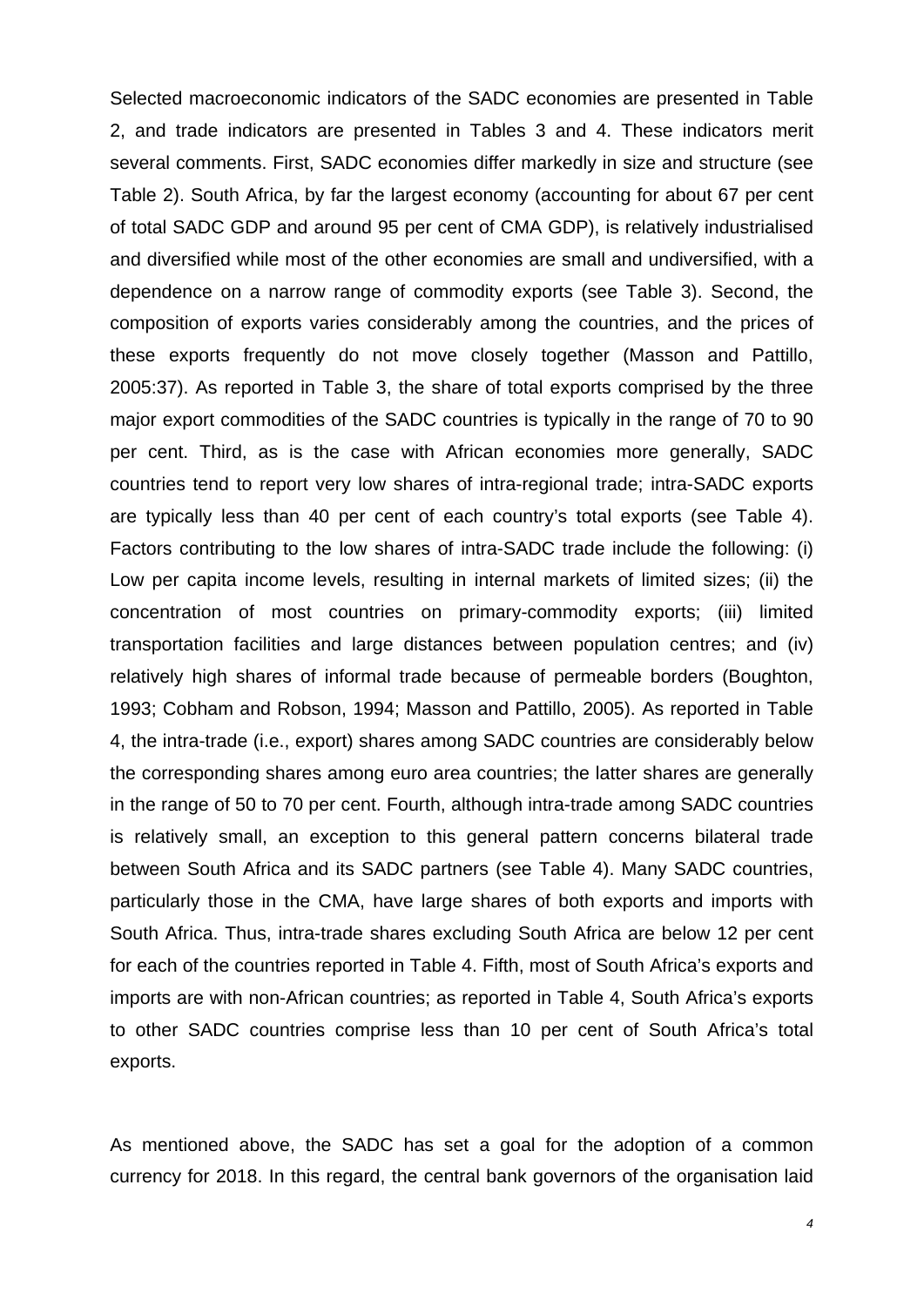Selected macroeconomic indicators of the SADC economies are presented in Table 2, and trade indicators are presented in Tables 3 and 4. These indicators merit several comments. First, SADC economies differ markedly in size and structure (see Table 2). South Africa, by far the largest economy (accounting for about 67 per cent of total SADC GDP and around 95 per cent of CMA GDP), is relatively industrialised and diversified while most of the other economies are small and undiversified, with a dependence on a narrow range of commodity exports (see Table 3). Second, the composition of exports varies considerably among the countries, and the prices of these exports frequently do not move closely together (Masson and Pattillo, 2005:37). As reported in Table 3, the share of total exports comprised by the three major export commodities of the SADC countries is typically in the range of 70 to 90 per cent. Third, as is the case with African economies more generally, SADC countries tend to report very low shares of intra-regional trade; intra-SADC exports are typically less than 40 per cent of each country's total exports (see Table 4). Factors contributing to the low shares of intra-SADC trade include the following: (i) Low per capita income levels, resulting in internal markets of limited sizes; (ii) the concentration of most countries on primary-commodity exports; (iii) limited transportation facilities and large distances between population centres; and (iv) relatively high shares of informal trade because of permeable borders (Boughton, 1993; Cobham and Robson, 1994; Masson and Pattillo, 2005). As reported in Table 4, the intra-trade (i.e., export) shares among SADC countries are considerably below the corresponding shares among euro area countries; the latter shares are generally in the range of 50 to 70 per cent. Fourth, although intra-trade among SADC countries is relatively small, an exception to this general pattern concerns bilateral trade between South Africa and its SADC partners (see Table 4). Many SADC countries, particularly those in the CMA, have large shares of both exports and imports with South Africa. Thus, intra-trade shares excluding South Africa are below 12 per cent for each of the countries reported in Table 4. Fifth, most of South Africa's exports and imports are with non-African countries; as reported in Table 4, South Africa's exports to other SADC countries comprise less than 10 per cent of South Africa's total exports.

As mentioned above, the SADC has set a goal for the adoption of a common currency for 2018. In this regard, the central bank governors of the organisation laid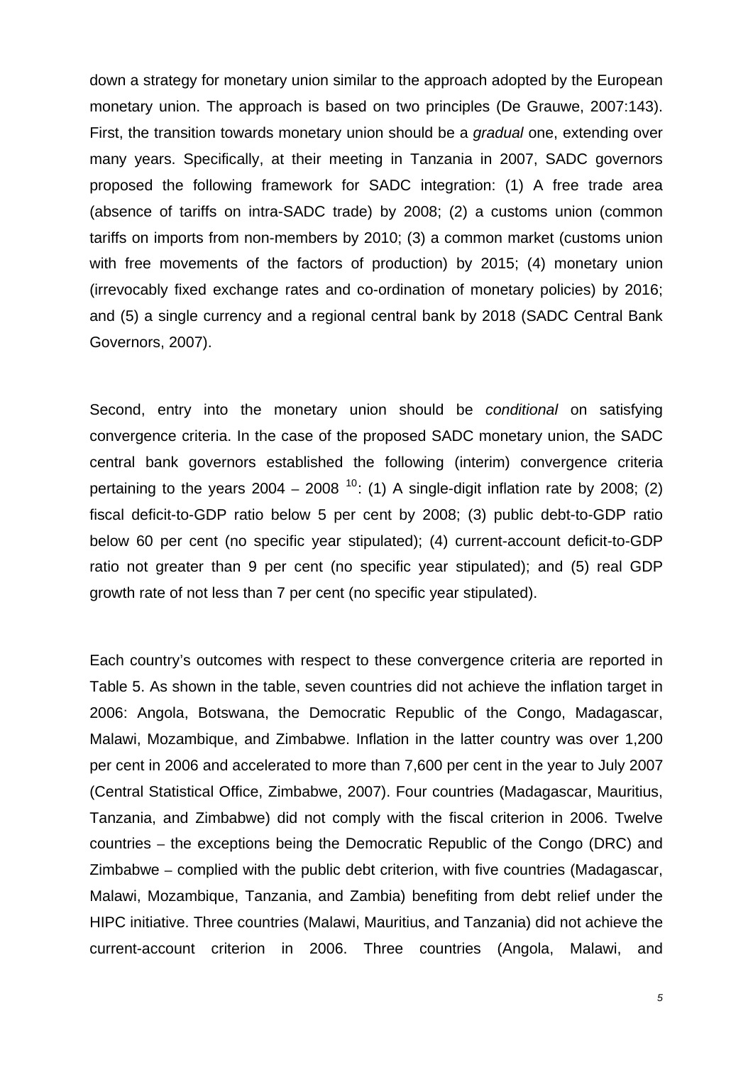down a strategy for monetary union similar to the approach adopted by the European monetary union. The approach is based on two principles (De Grauwe, 2007:143). First, the transition towards monetary union should be a *gradual* one, extending over many years. Specifically, at their meeting in Tanzania in 2007, SADC governors proposed the following framework for SADC integration: (1) A free trade area (absence of tariffs on intra-SADC trade) by 2008; (2) a customs union (common tariffs on imports from non-members by 2010; (3) a common market (customs union with free movements of the factors of production) by 2015; (4) monetary union (irrevocably fixed exchange rates and co-ordination of monetary policies) by 2016; and (5) a single currency and a regional central bank by 2018 (SADC Central Bank Governors, 2007).

Second, entry into the monetary union should be *conditional* on satisfying convergence criteria. In the case of the proposed SADC monetary union, the SADC central bank governors established the following (interim) convergence criteria pertaining to the years 2004 – 2008 [10]: (1) A single-digit inflation rate by 2008; (2) fiscal deficit-to-GDP ratio below 5 per cent by 2008; (3) public debt-to-GDP ratio below 60 per cent (no specific year stipulated); (4) current-account deficit-to-GDP ratio not greater than 9 per cent (no specific year stipulated); and (5) real GDP growth rate of not less than 7 per cent (no specific year stipulated).

Each country's outcomes with respect to these convergence criteria are reported in Table 5. As shown in the table, seven countries did not achieve the inflation target in 2006: Angola, Botswana, the Democratic Republic of the Congo, Madagascar, Malawi, Mozambique, and Zimbabwe. Inflation in the latter country was over 1,200 per cent in 2006 and accelerated to more than 7,600 per cent in the year to July 2007 (Central Statistical Office, Zimbabwe, 2007). Four countries (Madagascar, Mauritius, Tanzania, and Zimbabwe) did not comply with the fiscal criterion in 2006. Twelve countries – the exceptions being the Democratic Republic of the Congo (DRC) and Zimbabwe – complied with the public debt criterion, with five countries (Madagascar, Malawi, Mozambique, Tanzania, and Zambia) benefiting from debt relief under the HIPC initiative. Three countries (Malawi, Mauritius, and Tanzania) did not achieve the current-account criterion in 2006. Three countries (Angola, Malawi, and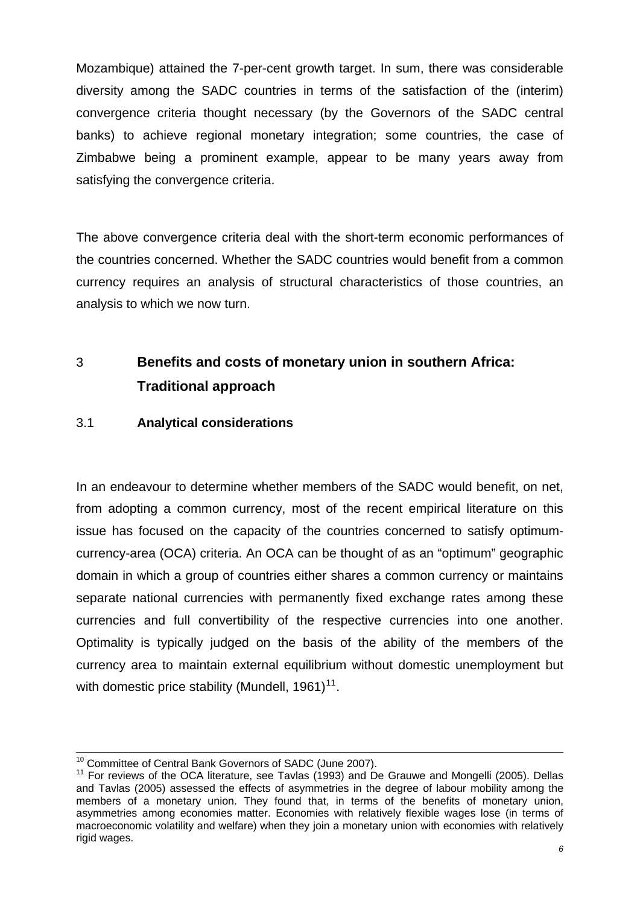Mozambique) attained the 7-per-cent growth target. In sum, there was considerable diversity among the SADC countries in terms of the satisfaction of the (interim) convergence criteria thought necessary (by the Governors of the SADC central banks) to achieve regional monetary integration; some countries, the case of Zimbabwe being a prominent example, appear to be many years away from satisfying the convergence criteria.

The above convergence criteria deal with the short-term economic performances of the countries concerned. Whether the SADC countries would benefit from a common currency requires an analysis of structural characteristics of those countries, an analysis to which we now turn.

## 3 Benefits and costs of monetary union in southern Africa: Traditional approach

### 3.1 Analytical considerations

In an endeavour to determine whether members of the SADC would benefit, on net, from adopting a common currency, most of the recent empirical literature on this issue has focused on the capacity of the countries concerned to satisfy optimum-currency-area (OCA) criteria. An OCA can be thought of as an "optimum" geographic domain in which a group of countries either shares a common currency or maintains separate national currencies with permanently fixed exchange rates among these currencies and full convertibility of the respective currencies into one another. Optimality is typically judged on the basis of the ability of the members of the currency area to maintain external equilibrium without domestic unemployment but with domestic price stability (Mundell, 1961)[11].

---

[10] Committee of Central Bank Governors of SADC (June 2007).

[11] For reviews of the OCA literature, see Tavlas (1993) and De Grauwe and Mongelli (2005). Dellas and Tavlas (2005) assessed the effects of asymmetries in the degree of labour mobility among the members of a monetary union. They found that, in terms of the benefits of monetary union, asymmetries among economies matter. Economies with relatively flexible wages lose (in terms of macroeconomic volatility and welfare) when they join a monetary union with economies with relatively rigid wages.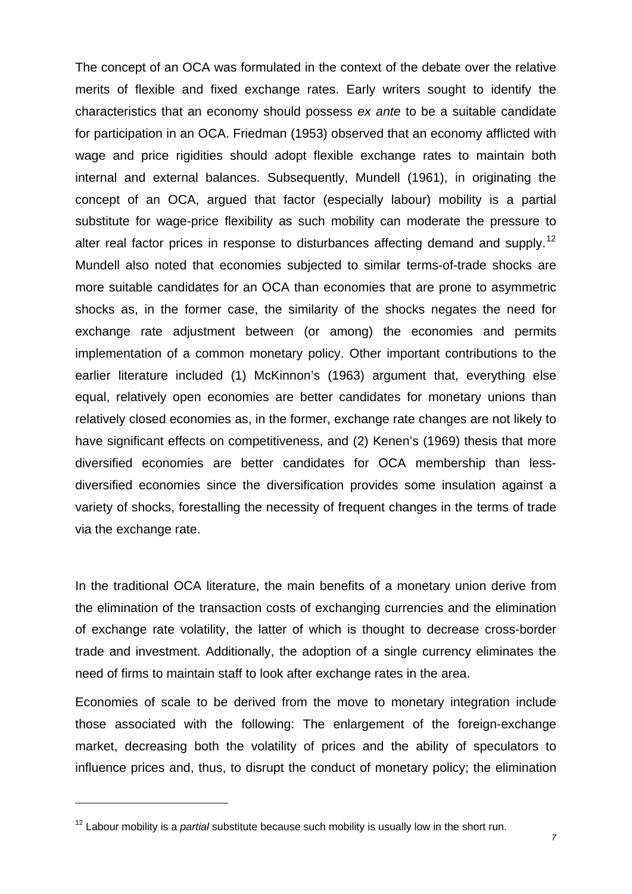The concept of an OCA was formulated in the context of the debate over the relative merits of flexible and fixed exchange rates. Early writers sought to identify the characteristics that an economy should possess *ex ante* to be a suitable candidate for participation in an OCA. Friedman (1953) observed that an economy afflicted with wage and price rigidities should adopt flexible exchange rates to maintain both internal and external balances. Subsequently, Mundell (1961), in originating the concept of an OCA, argued that factor (especially labour) mobility is a partial substitute for wage-price flexibility as such mobility can moderate the pressure to alter real factor prices in response to disturbances affecting demand and supply.[12] Mundell also noted that economies subjected to similar terms-of-trade shocks are more suitable candidates for an OCA than economies that are prone to asymmetric shocks as, in the former case, the similarity of the shocks negates the need for exchange rate adjustment between (or among) the economies and permits implementation of a common monetary policy. Other important contributions to the earlier literature included (1) McKinnon's (1963) argument that, everything else equal, relatively open economies are better candidates for monetary unions than relatively closed economies as, in the former, exchange rate changes are not likely to have significant effects on competitiveness, and (2) Kenen's (1969) thesis that more diversified economies are better candidates for OCA membership than less-diversified economies since the diversification provides some insulation against a variety of shocks, forestalling the necessity of frequent changes in the terms of trade via the exchange rate.

In the traditional OCA literature, the main benefits of a monetary union derive from the elimination of the transaction costs of exchanging currencies and the elimination of exchange rate volatility, the latter of which is thought to decrease cross-border trade and investment. Additionally, the adoption of a single currency eliminates the need of firms to maintain staff to look after exchange rates in the area.

Economies of scale to be derived from the move to monetary integration include those associated with the following: The enlargement of the foreign-exchange market, decreasing both the volatility of prices and the ability of speculators to influence prices and, thus, to disrupt the conduct of monetary policy; the elimination

[12] Labour mobility is a *partial* substitute because such mobility is usually low in the short run.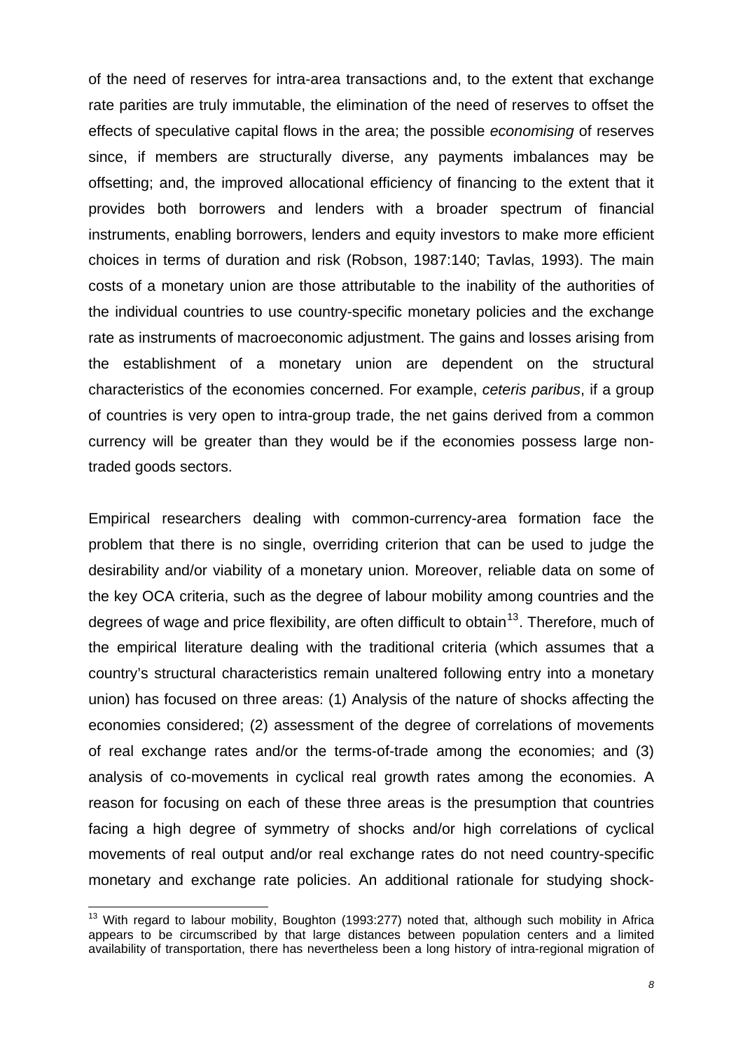of the need of reserves for intra-area transactions and, to the extent that exchange rate parities are truly immutable, the elimination of the need of reserves to offset the effects of speculative capital flows in the area; the possible *economising* of reserves since, if members are structurally diverse, any payments imbalances may be offsetting; and, the improved allocational efficiency of financing to the extent that it provides both borrowers and lenders with a broader spectrum of financial instruments, enabling borrowers, lenders and equity investors to make more efficient choices in terms of duration and risk (Robson, 1987:140; Tavlas, 1993). The main costs of a monetary union are those attributable to the inability of the authorities of the individual countries to use country-specific monetary policies and the exchange rate as instruments of macroeconomic adjustment. The gains and losses arising from the establishment of a monetary union are dependent on the structural characteristics of the economies concerned. For example, *ceteris paribus*, if a group of countries is very open to intra-group trade, the net gains derived from a common currency will be greater than they would be if the economies possess large non-traded goods sectors.

Empirical researchers dealing with common-currency-area formation face the problem that there is no single, overriding criterion that can be used to judge the desirability and/or viability of a monetary union. Moreover, reliable data on some of the key OCA criteria, such as the degree of labour mobility among countries and the degrees of wage and price flexibility, are often difficult to obtain[13]. Therefore, much of the empirical literature dealing with the traditional criteria (which assumes that a country's structural characteristics remain unaltered following entry into a monetary union) has focused on three areas: (1) Analysis of the nature of shocks affecting the economies considered; (2) assessment of the degree of correlations of movements of real exchange rates and/or the terms-of-trade among the economies; and (3) analysis of co-movements in cyclical real growth rates among the economies. A reason for focusing on each of these three areas is the presumption that countries facing a high degree of symmetry of shocks and/or high correlations of cyclical movements of real output and/or real exchange rates do not need country-specific monetary and exchange rate policies. An additional rationale for studying shock-

[13] With regard to labour mobility, Boughton (1993:277) noted that, although such mobility in Africa appears to be circumscribed by that large distances between population centers and a limited availability of transportation, there has nevertheless been a long history of intra-regional migration of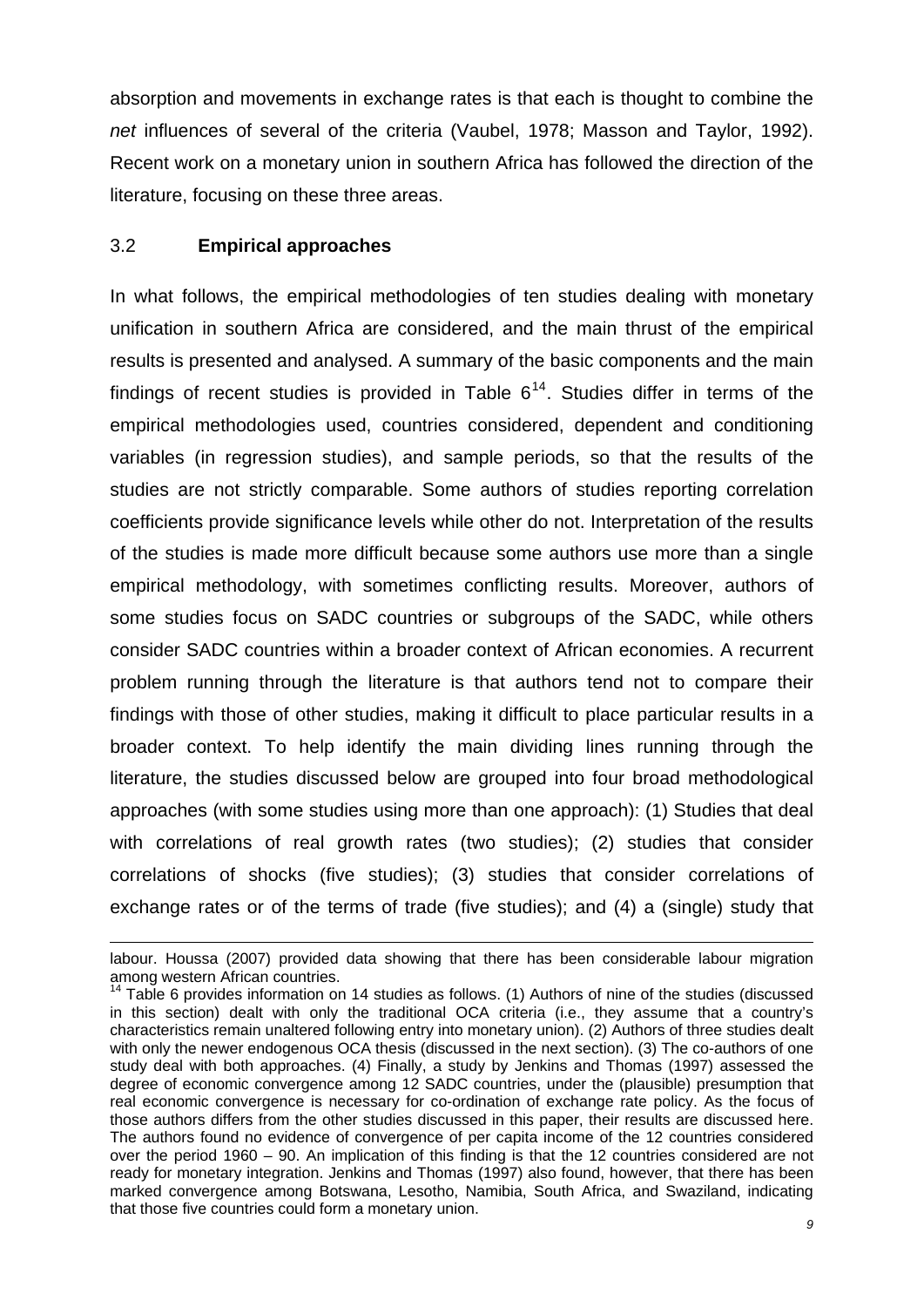absorption and movements in exchange rates is that each is thought to combine the *net* influences of several of the criteria (Vaubel, 1978; Masson and Taylor, 1992). Recent work on a monetary union in southern Africa has followed the direction of the literature, focusing on these three areas.

### 3.2 **Empirical approaches**

In what follows, the empirical methodologies of ten studies dealing with monetary unification in southern Africa are considered, and the main thrust of the empirical results is presented and analysed. A summary of the basic components and the main findings of recent studies is provided in Table 6[14]. Studies differ in terms of the empirical methodologies used, countries considered, dependent and conditioning variables (in regression studies), and sample periods, so that the results of the studies are not strictly comparable. Some authors of studies reporting correlation coefficients provide significance levels while other do not. Interpretation of the results of the studies is made more difficult because some authors use more than a single empirical methodology, with sometimes conflicting results. Moreover, authors of some studies focus on SADC countries or subgroups of the SADC, while others consider SADC countries within a broader context of African economies. A recurrent problem running through the literature is that authors tend not to compare their findings with those of other studies, making it difficult to place particular results in a broader context. To help identify the main dividing lines running through the literature, the studies discussed below are grouped into four broad methodological approaches (with some studies using more than one approach): (1) Studies that deal with correlations of real growth rates (two studies); (2) studies that consider correlations of shocks (five studies); (3) studies that consider correlations of exchange rates or of the terms of trade (five studies); and (4) a (single) study that

---

labour. Houssa (2007) provided data showing that there has been considerable labour migration among western African countries.

[14] Table 6 provides information on 14 studies as follows. (1) Authors of nine of the studies (discussed in this section) dealt with only the traditional OCA criteria (i.e., they assume that a country's characteristics remain unaltered following entry into monetary union). (2) Authors of three studies dealt with only the newer endogenous OCA thesis (discussed in the next section). (3) The co-authors of one study deal with both approaches. (4) Finally, a study by Jenkins and Thomas (1997) assessed the degree of economic convergence among 12 SADC countries, under the (plausible) presumption that real economic convergence is necessary for co-ordination of exchange rate policy. As the focus of those authors differs from the other studies discussed in this paper, their results are discussed here. The authors found no evidence of convergence of per capita income of the 12 countries considered over the period 1960 – 90. An implication of this finding is that the 12 countries considered are not ready for monetary integration. Jenkins and Thomas (1997) also found, however, that there has been marked convergence among Botswana, Lesotho, Namibia, South Africa, and Swaziland, indicating that those five countries could form a monetary union.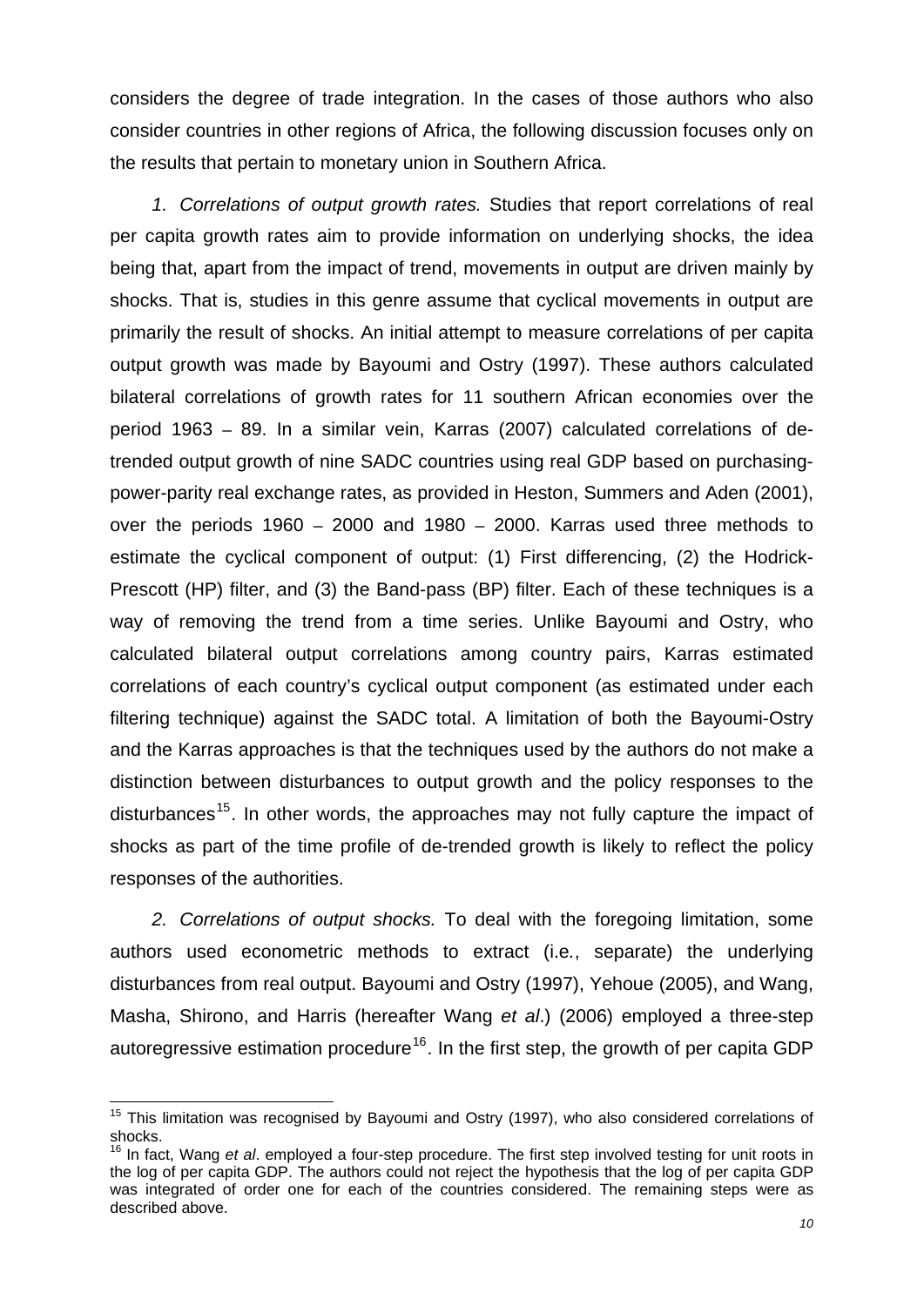considers the degree of trade integration. In the cases of those authors who also consider countries in other regions of Africa, the following discussion focuses only on the results that pertain to monetary union in Southern Africa.

*1. Correlations of output growth rates.* Studies that report correlations of real per capita growth rates aim to provide information on underlying shocks, the idea being that, apart from the impact of trend, movements in output are driven mainly by shocks. That is, studies in this genre assume that cyclical movements in output are primarily the result of shocks. An initial attempt to measure correlations of per capita output growth was made by Bayoumi and Ostry (1997). These authors calculated bilateral correlations of growth rates for 11 southern African economies over the period 1963 – 89. In a similar vein, Karras (2007) calculated correlations of de-trended output growth of nine SADC countries using real GDP based on purchasing-power-parity real exchange rates, as provided in Heston, Summers and Aden (2001), over the periods 1960 – 2000 and 1980 – 2000. Karras used three methods to estimate the cyclical component of output: (1) First differencing, (2) the Hodrick-Prescott (HP) filter, and (3) the Band-pass (BP) filter. Each of these techniques is a way of removing the trend from a time series. Unlike Bayoumi and Ostry, who calculated bilateral output correlations among country pairs, Karras estimated correlations of each country's cyclical output component (as estimated under each filtering technique) against the SADC total. A limitation of both the Bayoumi-Ostry and the Karras approaches is that the techniques used by the authors do not make a distinction between disturbances to output growth and the policy responses to the disturbances[15]. In other words, the approaches may not fully capture the impact of shocks as part of the time profile of de-trended growth is likely to reflect the policy responses of the authorities.

*2. Correlations of output shocks.* To deal with the foregoing limitation, some authors used econometric methods to extract (i.e., separate) the underlying disturbances from real output. Bayoumi and Ostry (1997), Yehoue (2005), and Wang, Masha, Shirono, and Harris (hereafter Wang *et al*.) (2006) employed a three-step autoregressive estimation procedure[16]. In the first step, the growth of per capita GDP

[15] This limitation was recognised by Bayoumi and Ostry (1997), who also considered correlations of shocks.

[16] In fact, Wang *et al*. employed a four-step procedure. The first step involved testing for unit roots in the log of per capita GDP. The authors could not reject the hypothesis that the log of per capita GDP was integrated of order one for each of the countries considered. The remaining steps were as described above.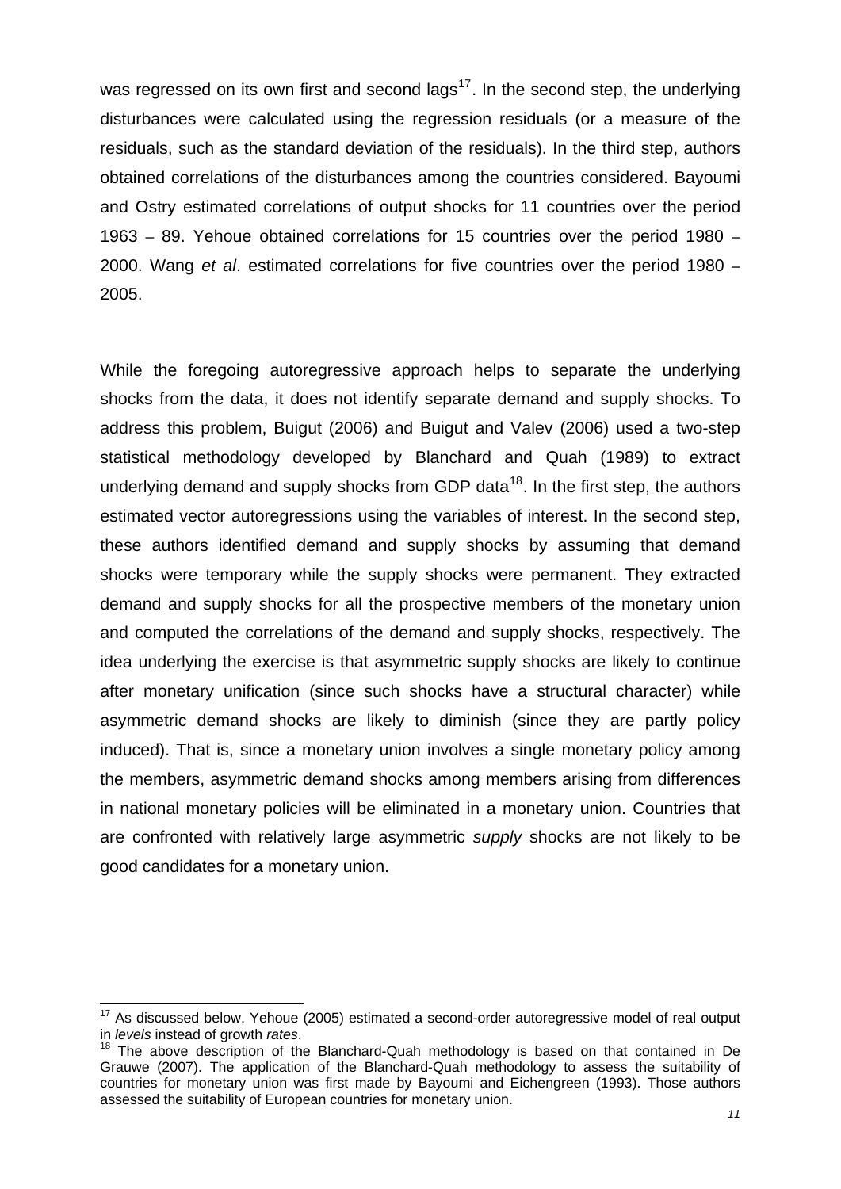was regressed on its own first and second lags[17]. In the second step, the underlying disturbances were calculated using the regression residuals (or a measure of the residuals, such as the standard deviation of the residuals). In the third step, authors obtained correlations of the disturbances among the countries considered. Bayoumi and Ostry estimated correlations of output shocks for 11 countries over the period 1963 – 89. Yehoue obtained correlations for 15 countries over the period 1980 – 2000. Wang *et al*. estimated correlations for five countries over the period 1980 – 2005.

While the foregoing autoregressive approach helps to separate the underlying shocks from the data, it does not identify separate demand and supply shocks. To address this problem, Buigut (2006) and Buigut and Valev (2006) used a two-step statistical methodology developed by Blanchard and Quah (1989) to extract underlying demand and supply shocks from GDP data[18]. In the first step, the authors estimated vector autoregressions using the variables of interest. In the second step, these authors identified demand and supply shocks by assuming that demand shocks were temporary while the supply shocks were permanent. They extracted demand and supply shocks for all the prospective members of the monetary union and computed the correlations of the demand and supply shocks, respectively. The idea underlying the exercise is that asymmetric supply shocks are likely to continue after monetary unification (since such shocks have a structural character) while asymmetric demand shocks are likely to diminish (since they are partly policy induced). That is, since a monetary union involves a single monetary policy among the members, asymmetric demand shocks among members arising from differences in national monetary policies will be eliminated in a monetary union. Countries that are confronted with relatively large asymmetric *supply* shocks are not likely to be good candidates for a monetary union.

---

[17] As discussed below, Yehoue (2005) estimated a second-order autoregressive model of real output in *levels* instead of growth *rates*.

[18] The above description of the Blanchard-Quah methodology is based on that contained in De Grauwe (2007). The application of the Blanchard-Quah methodology to assess the suitability of countries for monetary union was first made by Bayoumi and Eichengreen (1993). Those authors assessed the suitability of European countries for monetary union.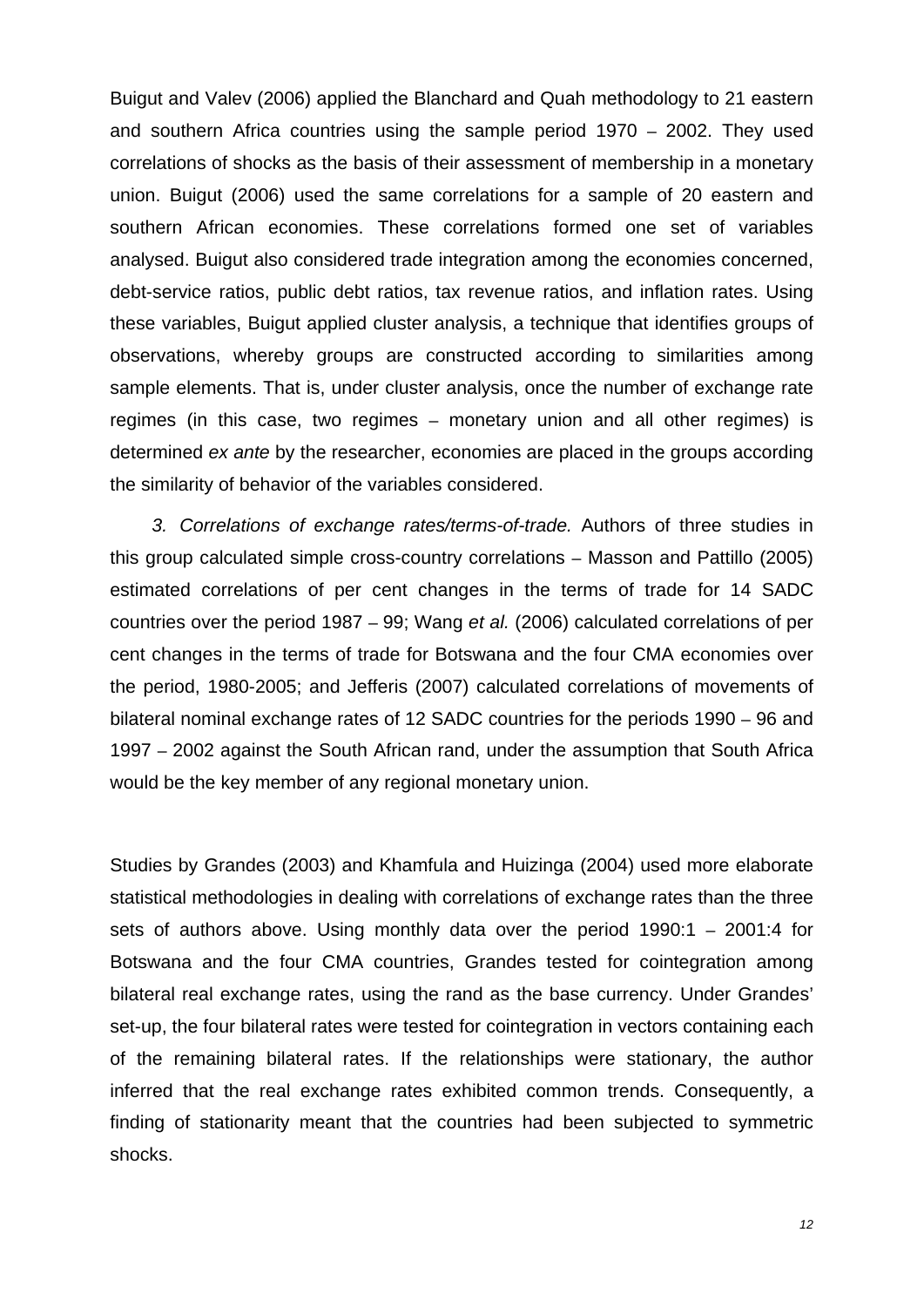Buigut and Valev (2006) applied the Blanchard and Quah methodology to 21 eastern and southern Africa countries using the sample period 1970 – 2002. They used correlations of shocks as the basis of their assessment of membership in a monetary union. Buigut (2006) used the same correlations for a sample of 20 eastern and southern African economies. These correlations formed one set of variables analysed. Buigut also considered trade integration among the economies concerned, debt-service ratios, public debt ratios, tax revenue ratios, and inflation rates. Using these variables, Buigut applied cluster analysis, a technique that identifies groups of observations, whereby groups are constructed according to similarities among sample elements. That is, under cluster analysis, once the number of exchange rate regimes (in this case, two regimes – monetary union and all other regimes) is determined *ex ante* by the researcher, economies are placed in the groups according the similarity of behavior of the variables considered.

*3. Correlations of exchange rates/terms-of-trade.* Authors of three studies in this group calculated simple cross-country correlations – Masson and Pattillo (2005) estimated correlations of per cent changes in the terms of trade for 14 SADC countries over the period 1987 – 99; Wang *et al.* (2006) calculated correlations of per cent changes in the terms of trade for Botswana and the four CMA economies over the period, 1980-2005; and Jefferis (2007) calculated correlations of movements of bilateral nominal exchange rates of 12 SADC countries for the periods 1990 – 96 and 1997 – 2002 against the South African rand, under the assumption that South Africa would be the key member of any regional monetary union.

Studies by Grandes (2003) and Khamfula and Huizinga (2004) used more elaborate statistical methodologies in dealing with correlations of exchange rates than the three sets of authors above. Using monthly data over the period 1990:1 – 2001:4 for Botswana and the four CMA countries, Grandes tested for cointegration among bilateral real exchange rates, using the rand as the base currency. Under Grandes' set-up, the four bilateral rates were tested for cointegration in vectors containing each of the remaining bilateral rates. If the relationships were stationary, the author inferred that the real exchange rates exhibited common trends. Consequently, a finding of stationarity meant that the countries had been subjected to symmetric shocks.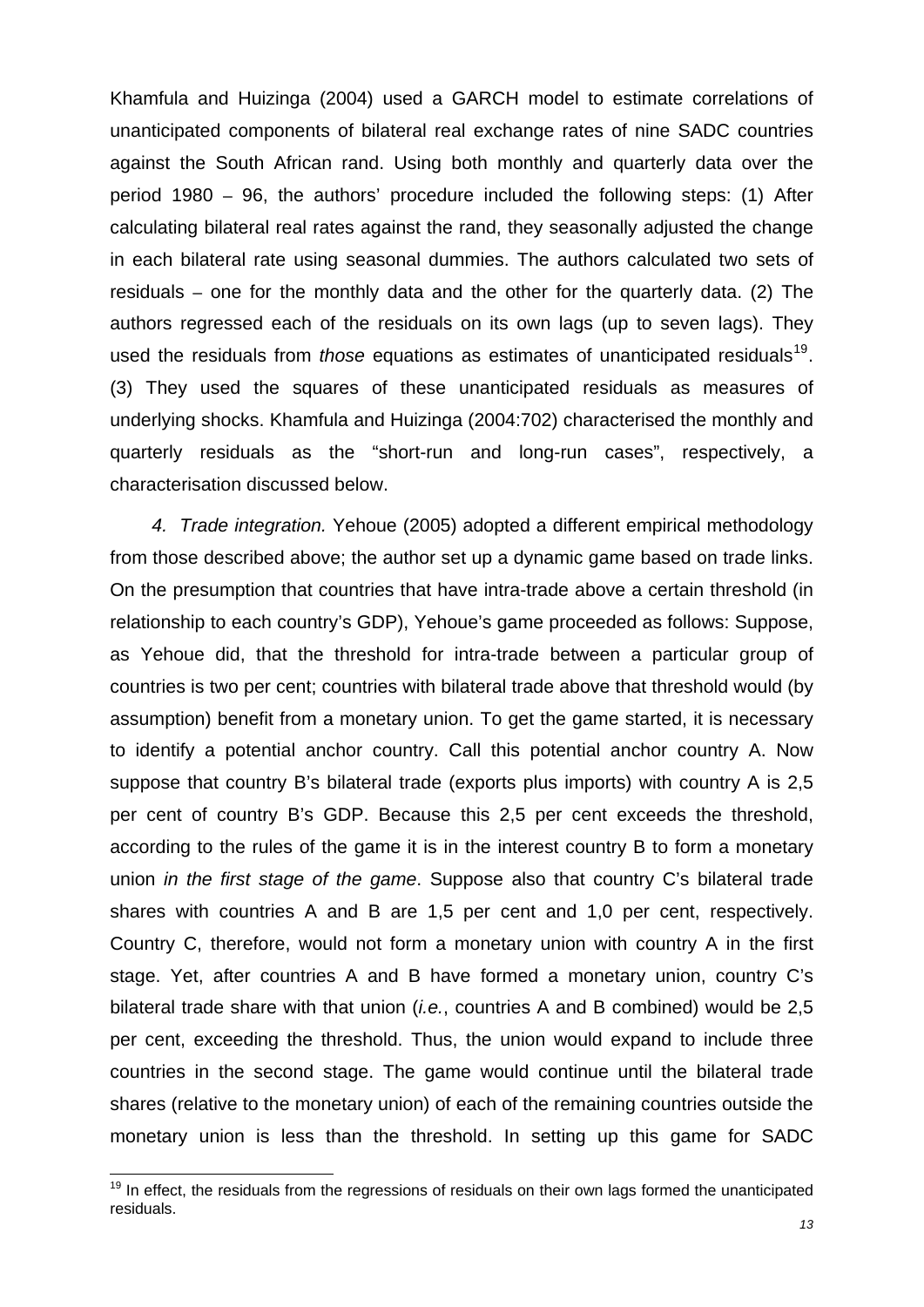Khamfula and Huizinga (2004) used a GARCH model to estimate correlations of unanticipated components of bilateral real exchange rates of nine SADC countries against the South African rand. Using both monthly and quarterly data over the period 1980 – 96, the authors' procedure included the following steps: (1) After calculating bilateral real rates against the rand, they seasonally adjusted the change in each bilateral rate using seasonal dummies. The authors calculated two sets of residuals – one for the monthly data and the other for the quarterly data. (2) The authors regressed each of the residuals on its own lags (up to seven lags). They used the residuals from *those* equations as estimates of unanticipated residuals[19]. (3) They used the squares of these unanticipated residuals as measures of underlying shocks. Khamfula and Huizinga (2004:702) characterised the monthly and quarterly residuals as the "short-run and long-run cases", respectively, a characterisation discussed below.

*4. Trade integration.* Yehoue (2005) adopted a different empirical methodology from those described above; the author set up a dynamic game based on trade links. On the presumption that countries that have intra-trade above a certain threshold (in relationship to each country's GDP), Yehoue's game proceeded as follows: Suppose, as Yehoue did, that the threshold for intra-trade between a particular group of countries is two per cent; countries with bilateral trade above that threshold would (by assumption) benefit from a monetary union. To get the game started, it is necessary to identify a potential anchor country. Call this potential anchor country A. Now suppose that country B's bilateral trade (exports plus imports) with country A is 2,5 per cent of country B's GDP. Because this 2,5 per cent exceeds the threshold, according to the rules of the game it is in the interest country B to form a monetary union *in the first stage of the game*. Suppose also that country C's bilateral trade shares with countries A and B are 1,5 per cent and 1,0 per cent, respectively. Country C, therefore, would not form a monetary union with country A in the first stage. Yet, after countries A and B have formed a monetary union, country C's bilateral trade share with that union (*i.e.*, countries A and B combined) would be 2,5 per cent, exceeding the threshold. Thus, the union would expand to include three countries in the second stage. The game would continue until the bilateral trade shares (relative to the monetary union) of each of the remaining countries outside the monetary union is less than the threshold. In setting up this game for SADC

[19] In effect, the residuals from the regressions of residuals on their own lags formed the unanticipated residuals.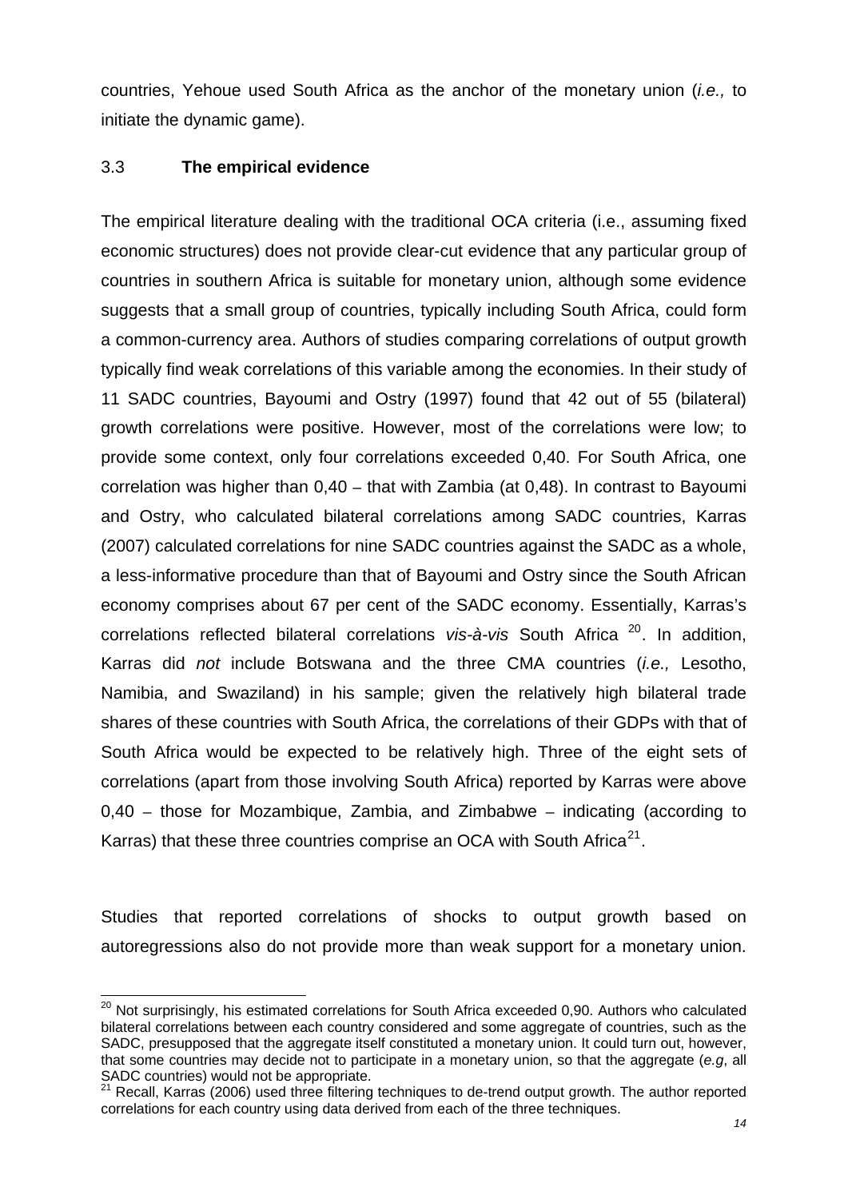countries, Yehoue used South Africa as the anchor of the monetary union (*i.e.,* to initiate the dynamic game).

### 3.3 **The empirical evidence**

The empirical literature dealing with the traditional OCA criteria (i.e., assuming fixed economic structures) does not provide clear-cut evidence that any particular group of countries in southern Africa is suitable for monetary union, although some evidence suggests that a small group of countries, typically including South Africa, could form a common-currency area. Authors of studies comparing correlations of output growth typically find weak correlations of this variable among the economies. In their study of 11 SADC countries, Bayoumi and Ostry (1997) found that 42 out of 55 (bilateral) growth correlations were positive. However, most of the correlations were low; to provide some context, only four correlations exceeded 0,40. For South Africa, one correlation was higher than 0,40 – that with Zambia (at 0,48). In contrast to Bayoumi and Ostry, who calculated bilateral correlations among SADC countries, Karras (2007) calculated correlations for nine SADC countries against the SADC as a whole, a less-informative procedure than that of Bayoumi and Ostry since the South African economy comprises about 67 per cent of the SADC economy. Essentially, Karras's correlations reflected bilateral correlations *vis-à-vis* South Africa [20]. In addition, Karras did *not* include Botswana and the three CMA countries (*i.e.,* Lesotho, Namibia, and Swaziland) in his sample; given the relatively high bilateral trade shares of these countries with South Africa, the correlations of their GDPs with that of South Africa would be expected to be relatively high. Three of the eight sets of correlations (apart from those involving South Africa) reported by Karras were above 0,40 – those for Mozambique, Zambia, and Zimbabwe – indicating (according to Karras) that these three countries comprise an OCA with South Africa[21].

Studies that reported correlations of shocks to output growth based on autoregressions also do not provide more than weak support for a monetary union.

---

[20] Not surprisingly, his estimated correlations for South Africa exceeded 0,90. Authors who calculated bilateral correlations between each country considered and some aggregate of countries, such as the SADC, presupposed that the aggregate itself constituted a monetary union. It could turn out, however, that some countries may decide not to participate in a monetary union, so that the aggregate (*e.g*, all SADC countries) would not be appropriate.

[21] Recall, Karras (2006) used three filtering techniques to de-trend output growth. The author reported correlations for each country using data derived from each of the three techniques.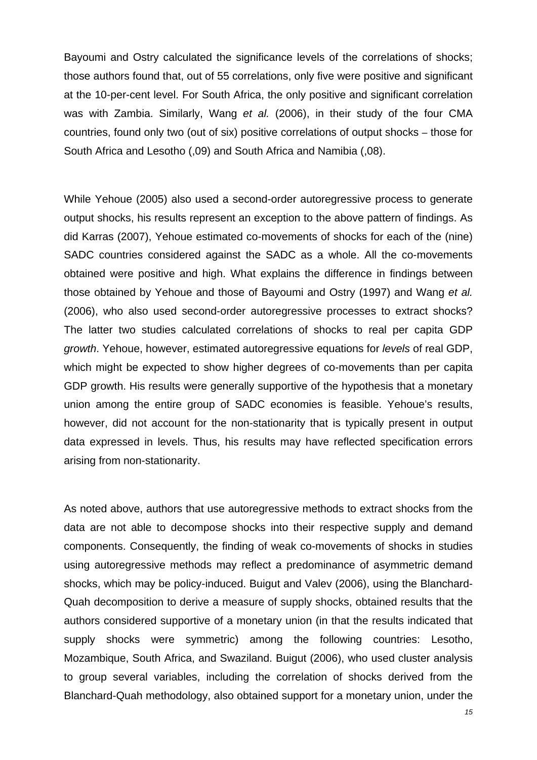Bayoumi and Ostry calculated the significance levels of the correlations of shocks; those authors found that, out of 55 correlations, only five were positive and significant at the 10-per-cent level. For South Africa, the only positive and significant correlation was with Zambia. Similarly, Wang *et al.* (2006), in their study of the four CMA countries, found only two (out of six) positive correlations of output shocks – those for South Africa and Lesotho (,09) and South Africa and Namibia (,08).

While Yehoue (2005) also used a second-order autoregressive process to generate output shocks, his results represent an exception to the above pattern of findings. As did Karras (2007), Yehoue estimated co-movements of shocks for each of the (nine) SADC countries considered against the SADC as a whole. All the co-movements obtained were positive and high. What explains the difference in findings between those obtained by Yehoue and those of Bayoumi and Ostry (1997) and Wang *et al.* (2006), who also used second-order autoregressive processes to extract shocks? The latter two studies calculated correlations of shocks to real per capita GDP *growth*. Yehoue, however, estimated autoregressive equations for *levels* of real GDP, which might be expected to show higher degrees of co-movements than per capita GDP growth. His results were generally supportive of the hypothesis that a monetary union among the entire group of SADC economies is feasible. Yehoue's results, however, did not account for the non-stationarity that is typically present in output data expressed in levels. Thus, his results may have reflected specification errors arising from non-stationarity.

As noted above, authors that use autoregressive methods to extract shocks from the data are not able to decompose shocks into their respective supply and demand components. Consequently, the finding of weak co-movements of shocks in studies using autoregressive methods may reflect a predominance of asymmetric demand shocks, which may be policy-induced. Buigut and Valev (2006), using the Blanchard-Quah decomposition to derive a measure of supply shocks, obtained results that the authors considered supportive of a monetary union (in that the results indicated that supply shocks were symmetric) among the following countries: Lesotho, Mozambique, South Africa, and Swaziland. Buigut (2006), who used cluster analysis to group several variables, including the correlation of shocks derived from the Blanchard-Quah methodology, also obtained support for a monetary union, under the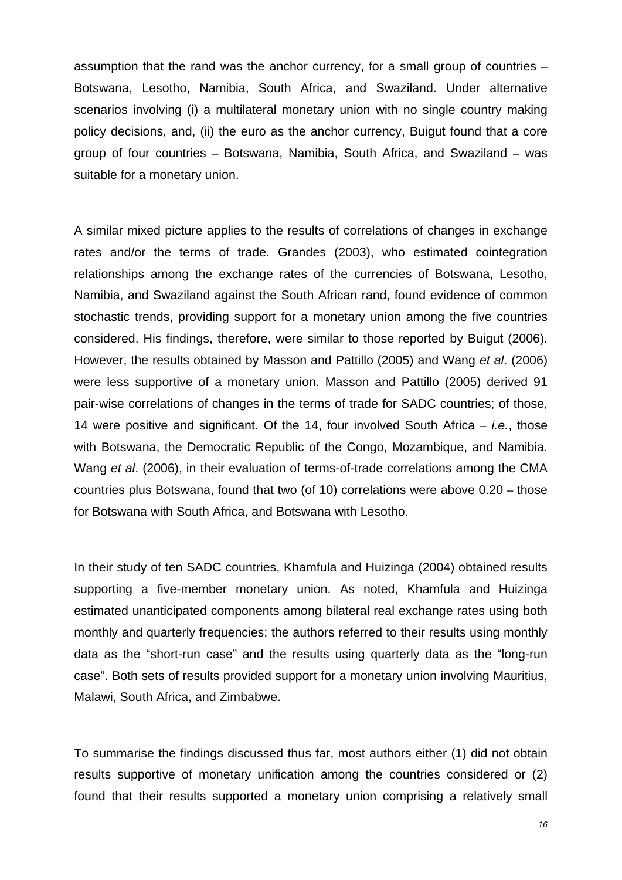assumption that the rand was the anchor currency, for a small group of countries – Botswana, Lesotho, Namibia, South Africa, and Swaziland. Under alternative scenarios involving (i) a multilateral monetary union with no single country making policy decisions, and, (ii) the euro as the anchor currency, Buigut found that a core group of four countries – Botswana, Namibia, South Africa, and Swaziland – was suitable for a monetary union.

A similar mixed picture applies to the results of correlations of changes in exchange rates and/or the terms of trade. Grandes (2003), who estimated cointegration relationships among the exchange rates of the currencies of Botswana, Lesotho, Namibia, and Swaziland against the South African rand, found evidence of common stochastic trends, providing support for a monetary union among the five countries considered. His findings, therefore, were similar to those reported by Buigut (2006). However, the results obtained by Masson and Pattillo (2005) and Wang *et al*. (2006) were less supportive of a monetary union. Masson and Pattillo (2005) derived 91 pair-wise correlations of changes in the terms of trade for SADC countries; of those, 14 were positive and significant. Of the 14, four involved South Africa – *i.e.*, those with Botswana, the Democratic Republic of the Congo, Mozambique, and Namibia. Wang *et al*. (2006), in their evaluation of terms-of-trade correlations among the CMA countries plus Botswana, found that two (of 10) correlations were above 0.20 – those for Botswana with South Africa, and Botswana with Lesotho.

In their study of ten SADC countries, Khamfula and Huizinga (2004) obtained results supporting a five-member monetary union. As noted, Khamfula and Huizinga estimated unanticipated components among bilateral real exchange rates using both monthly and quarterly frequencies; the authors referred to their results using monthly data as the "short-run case" and the results using quarterly data as the "long-run case". Both sets of results provided support for a monetary union involving Mauritius, Malawi, South Africa, and Zimbabwe.

To summarise the findings discussed thus far, most authors either (1) did not obtain results supportive of monetary unification among the countries considered or (2) found that their results supported a monetary union comprising a relatively small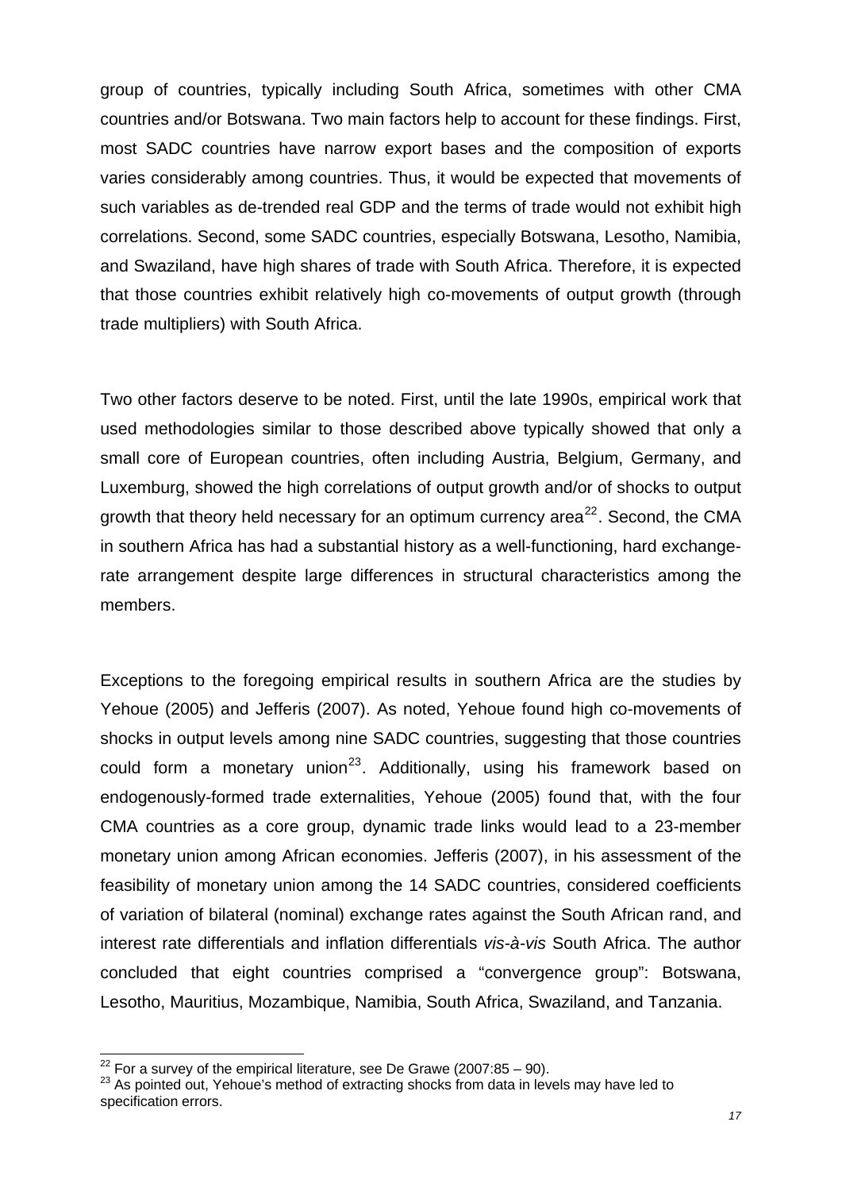group of countries, typically including South Africa, sometimes with other CMA countries and/or Botswana. Two main factors help to account for these findings. First, most SADC countries have narrow export bases and the composition of exports varies considerably among countries. Thus, it would be expected that movements of such variables as de-trended real GDP and the terms of trade would not exhibit high correlations. Second, some SADC countries, especially Botswana, Lesotho, Namibia, and Swaziland, have high shares of trade with South Africa. Therefore, it is expected that those countries exhibit relatively high co-movements of output growth (through trade multipliers) with South Africa.

Two other factors deserve to be noted. First, until the late 1990s, empirical work that used methodologies similar to those described above typically showed that only a small core of European countries, often including Austria, Belgium, Germany, and Luxemburg, showed the high correlations of output growth and/or of shocks to output growth that theory held necessary for an optimum currency area[22]. Second, the CMA in southern Africa has had a substantial history as a well-functioning, hard exchange-rate arrangement despite large differences in structural characteristics among the members.

Exceptions to the foregoing empirical results in southern Africa are the studies by Yehoue (2005) and Jefferis (2007). As noted, Yehoue found high co-movements of shocks in output levels among nine SADC countries, suggesting that those countries could form a monetary union[23]. Additionally, using his framework based on endogenously-formed trade externalities, Yehoue (2005) found that, with the four CMA countries as a core group, dynamic trade links would lead to a 23-member monetary union among African economies. Jefferis (2007), in his assessment of the feasibility of monetary union among the 14 SADC countries, considered coefficients of variation of bilateral (nominal) exchange rates against the South African rand, and interest rate differentials and inflation differentials *vis-à-vis* South Africa. The author concluded that eight countries comprised a "convergence group": Botswana, Lesotho, Mauritius, Mozambique, Namibia, South Africa, Swaziland, and Tanzania.

[22] For a survey of the empirical literature, see De Grawe (2007:85 – 90).

[23] As pointed out, Yehoue's method of extracting shocks from data in levels may have led to specification errors.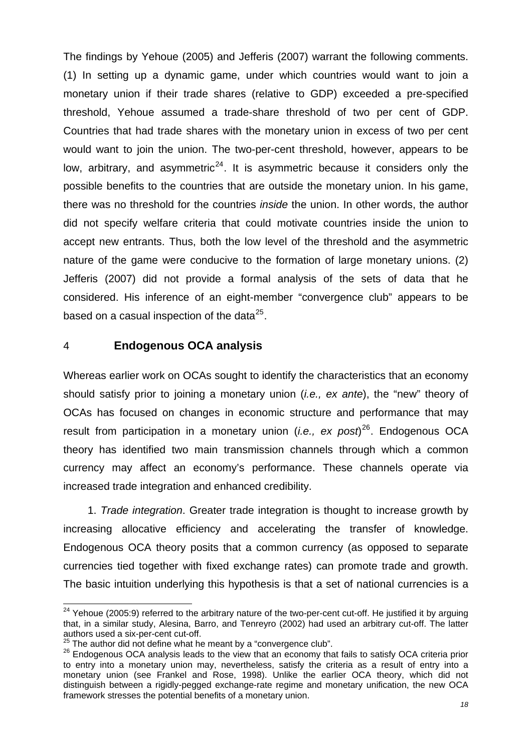The findings by Yehoue (2005) and Jefferis (2007) warrant the following comments. (1) In setting up a dynamic game, under which countries would want to join a monetary union if their trade shares (relative to GDP) exceeded a pre-specified threshold, Yehoue assumed a trade-share threshold of two per cent of GDP. Countries that had trade shares with the monetary union in excess of two per cent would want to join the union. The two-per-cent threshold, however, appears to be low, arbitrary, and asymmetric[24]. It is asymmetric because it considers only the possible benefits to the countries that are outside the monetary union. In his game, there was no threshold for the countries *inside* the union. In other words, the author did not specify welfare criteria that could motivate countries inside the union to accept new entrants. Thus, both the low level of the threshold and the asymmetric nature of the game were conducive to the formation of large monetary unions. (2) Jefferis (2007) did not provide a formal analysis of the sets of data that he considered. His inference of an eight-member "convergence club" appears to be based on a casual inspection of the data[25].

## 4 Endogenous OCA analysis

Whereas earlier work on OCAs sought to identify the characteristics that an economy should satisfy prior to joining a monetary union (*i.e., ex ante*), the "new" theory of OCAs has focused on changes in economic structure and performance that may result from participation in a monetary union (*i.e., ex post*)[26]. Endogenous OCA theory has identified two main transmission channels through which a common currency may affect an economy's performance. These channels operate via increased trade integration and enhanced credibility.

1. *Trade integration*. Greater trade integration is thought to increase growth by increasing allocative efficiency and accelerating the transfer of knowledge. Endogenous OCA theory posits that a common currency (as opposed to separate currencies tied together with fixed exchange rates) can promote trade and growth. The basic intuition underlying this hypothesis is that a set of national currencies is a

---

[24] Yehoue (2005:9) referred to the arbitrary nature of the two-per-cent cut-off. He justified it by arguing that, in a similar study, Alesina, Barro, and Tenreyro (2002) had used an arbitrary cut-off. The latter authors used a six-per-cent cut-off.

[25] The author did not define what he meant by a "convergence club".

[26] Endogenous OCA analysis leads to the view that an economy that fails to satisfy OCA criteria prior to entry into a monetary union may, nevertheless, satisfy the criteria as a result of entry into a monetary union (see Frankel and Rose, 1998). Unlike the earlier OCA theory, which did not distinguish between a rigidly-pegged exchange-rate regime and monetary unification, the new OCA framework stresses the potential benefits of a monetary union.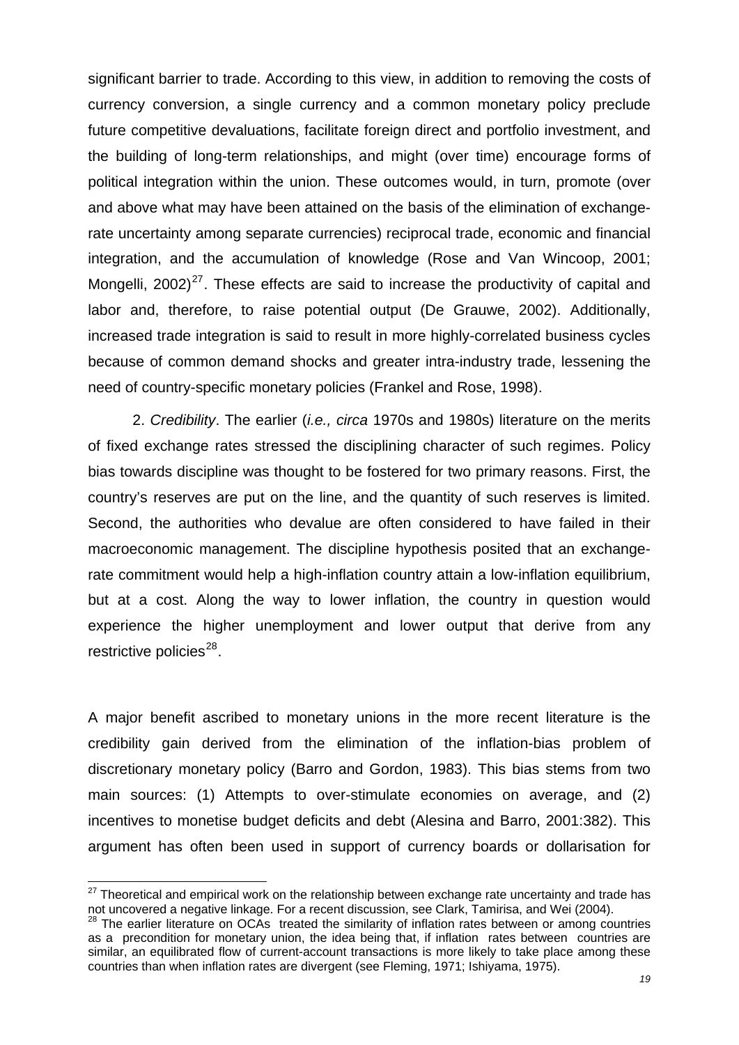significant barrier to trade. According to this view, in addition to removing the costs of currency conversion, a single currency and a common monetary policy preclude future competitive devaluations, facilitate foreign direct and portfolio investment, and the building of long-term relationships, and might (over time) encourage forms of political integration within the union. These outcomes would, in turn, promote (over and above what may have been attained on the basis of the elimination of exchange-rate uncertainty among separate currencies) reciprocal trade, economic and financial integration, and the accumulation of knowledge (Rose and Van Wincoop, 2001; Mongelli, 2002)[27]. These effects are said to increase the productivity of capital and labor and, therefore, to raise potential output (De Grauwe, 2002). Additionally, increased trade integration is said to result in more highly-correlated business cycles because of common demand shocks and greater intra-industry trade, lessening the need of country-specific monetary policies (Frankel and Rose, 1998).

2. *Credibility*. The earlier (*i.e., circa* 1970s and 1980s) literature on the merits of fixed exchange rates stressed the disciplining character of such regimes. Policy bias towards discipline was thought to be fostered for two primary reasons. First, the country's reserves are put on the line, and the quantity of such reserves is limited. Second, the authorities who devalue are often considered to have failed in their macroeconomic management. The discipline hypothesis posited that an exchange-rate commitment would help a high-inflation country attain a low-inflation equilibrium, but at a cost. Along the way to lower inflation, the country in question would experience the higher unemployment and lower output that derive from any restrictive policies[28].

A major benefit ascribed to monetary unions in the more recent literature is the credibility gain derived from the elimination of the inflation-bias problem of discretionary monetary policy (Barro and Gordon, 1983). This bias stems from two main sources: (1) Attempts to over-stimulate economies on average, and (2) incentives to monetise budget deficits and debt (Alesina and Barro, 2001:382). This argument has often been used in support of currency boards or dollarisation for

---

[27] Theoretical and empirical work on the relationship between exchange rate uncertainty and trade has not uncovered a negative linkage. For a recent discussion, see Clark, Tamirisa, and Wei (2004).

[28] The earlier literature on OCAs treated the similarity of inflation rates between or among countries as a precondition for monetary union, the idea being that, if inflation rates between countries are similar, an equilibrated flow of current-account transactions is more likely to take place among these countries than when inflation rates are divergent (see Fleming, 1971; Ishiyama, 1975).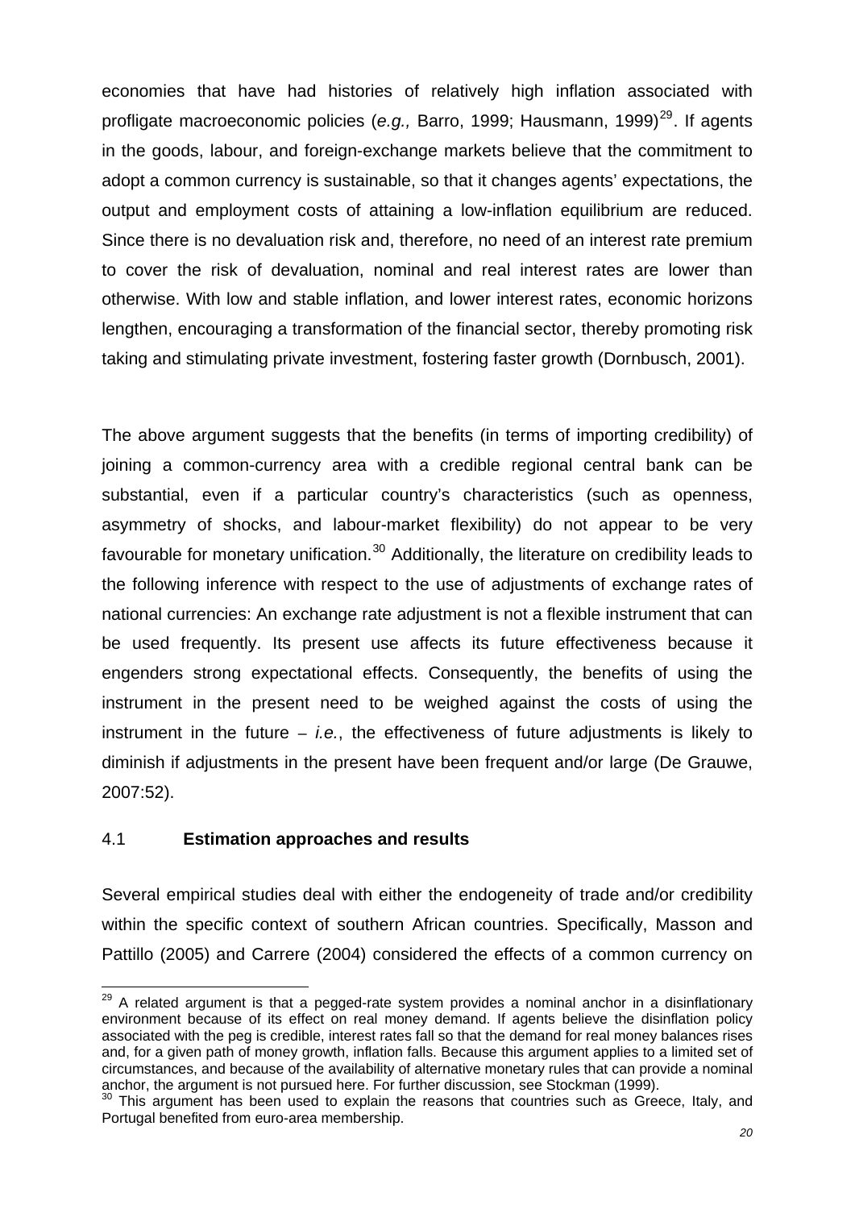economies that have had histories of relatively high inflation associated with profligate macroeconomic policies (*e.g.,* Barro, 1999; Hausmann, 1999)[29]. If agents in the goods, labour, and foreign-exchange markets believe that the commitment to adopt a common currency is sustainable, so that it changes agents' expectations, the output and employment costs of attaining a low-inflation equilibrium are reduced. Since there is no devaluation risk and, therefore, no need of an interest rate premium to cover the risk of devaluation, nominal and real interest rates are lower than otherwise. With low and stable inflation, and lower interest rates, economic horizons lengthen, encouraging a transformation of the financial sector, thereby promoting risk taking and stimulating private investment, fostering faster growth (Dornbusch, 2001).

The above argument suggests that the benefits (in terms of importing credibility) of joining a common-currency area with a credible regional central bank can be substantial, even if a particular country's characteristics (such as openness, asymmetry of shocks, and labour-market flexibility) do not appear to be very favourable for monetary unification.[30] Additionally, the literature on credibility leads to the following inference with respect to the use of adjustments of exchange rates of national currencies: An exchange rate adjustment is not a flexible instrument that can be used frequently. Its present use affects its future effectiveness because it engenders strong expectational effects. Consequently, the benefits of using the instrument in the present need to be weighed against the costs of using the instrument in the future – *i.e.*, the effectiveness of future adjustments is likely to diminish if adjustments in the present have been frequent and/or large (De Grauwe, 2007:52).

## 4.1 Estimation approaches and results

Several empirical studies deal with either the endogeneity of trade and/or credibility within the specific context of southern African countries. Specifically, Masson and Pattillo (2005) and Carrere (2004) considered the effects of a common currency on

---

[29] A related argument is that a pegged-rate system provides a nominal anchor in a disinflationary environment because of its effect on real money demand. If agents believe the disinflation policy associated with the peg is credible, interest rates fall so that the demand for real money balances rises and, for a given path of money growth, inflation falls. Because this argument applies to a limited set of circumstances, and because of the availability of alternative monetary rules that can provide a nominal anchor, the argument is not pursued here. For further discussion, see Stockman (1999).

[30] This argument has been used to explain the reasons that countries such as Greece, Italy, and Portugal benefited from euro-area membership.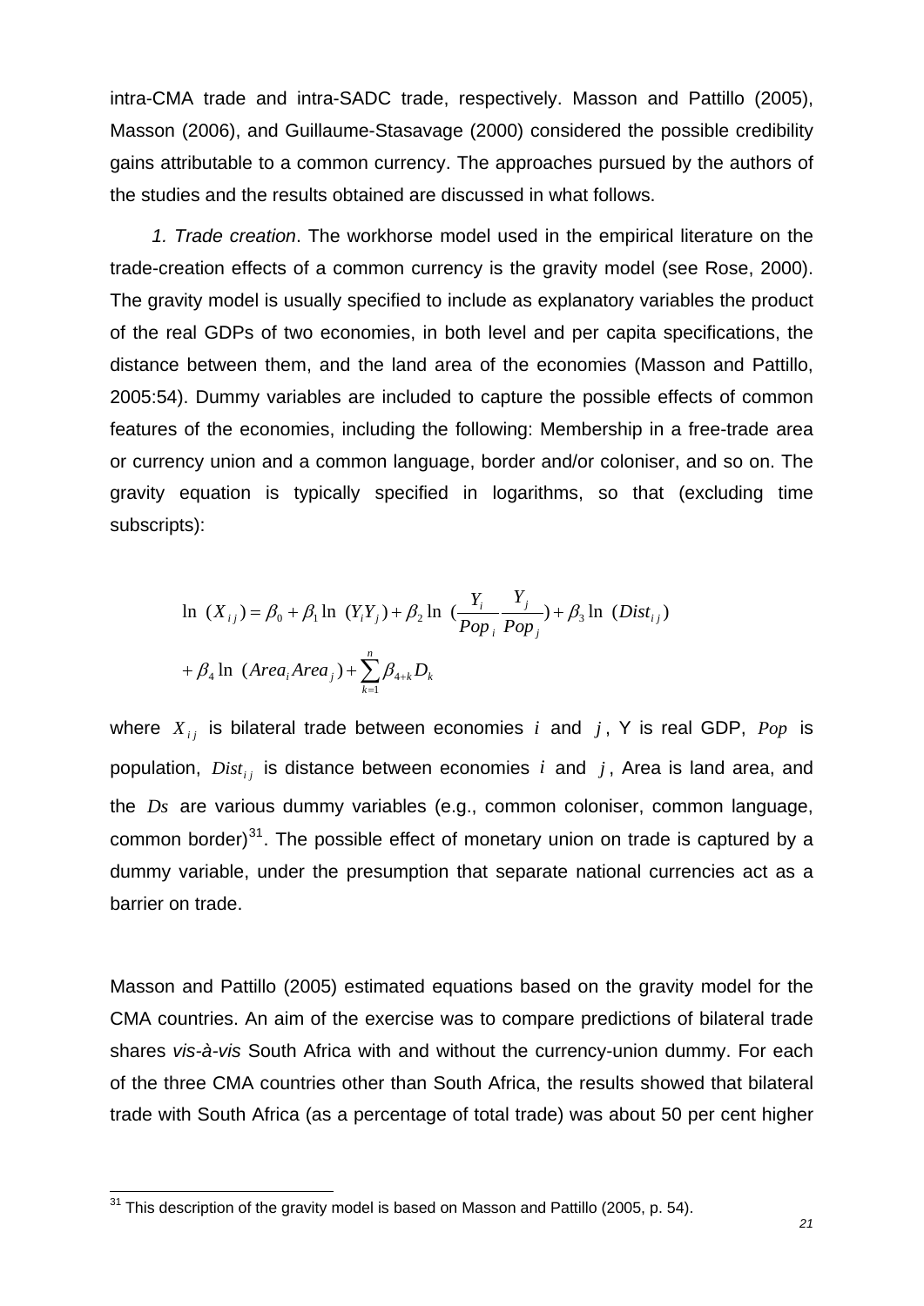intra-CMA trade and intra-SADC trade, respectively. Masson and Pattillo (2005), Masson (2006), and Guillaume-Stasavage (2000) considered the possible credibility gains attributable to a common currency. The approaches pursued by the authors of the studies and the results obtained are discussed in what follows.

*1. Trade creation*. The workhorse model used in the empirical literature on the trade-creation effects of a common currency is the gravity model (see Rose, 2000). The gravity model is usually specified to include as explanatory variables the product of the real GDPs of two economies, in both level and per capita specifications, the distance between them, and the land area of the economies (Masson and Pattillo, 2005:54). Dummy variables are included to capture the possible effects of common features of the economies, including the following: Membership in a free-trade area or currency union and a common language, border and/or coloniser, and so on. The gravity equation is typically specified in logarithms, so that (excluding time subscripts):

$$\ln\ (X_{ij}) = \beta_0 + \beta_1 \ln\ (Y_i Y_j) + \beta_2 \ln\ \left(\frac{Y_i}{Pop_i}\frac{Y_j}{Pop_j}\right) + \beta_3 \ln\ (Dist_{ij})$$

$$+ \beta_4 \ln\ (Area_i Area_j) + \sum_{k=1}^{n} \beta_{4+k} D_k$$

where $X_{ij}$ is bilateral trade between economies $i$ and $j$, Y is real GDP, $Pop$ is population, $Dist_{ij}$ is distance between economies $i$ and $j$, Area is land area, and the $Ds$ are various dummy variables (e.g., common coloniser, common language, common border)[31]. The possible effect of monetary union on trade is captured by a dummy variable, under the presumption that separate national currencies act as a barrier on trade.

Masson and Pattillo (2005) estimated equations based on the gravity model for the CMA countries. An aim of the exercise was to compare predictions of bilateral trade shares *vis-à-vis* South Africa with and without the currency-union dummy. For each of the three CMA countries other than South Africa, the results showed that bilateral trade with South Africa (as a percentage of total trade) was about 50 per cent higher

[31] This description of the gravity model is based on Masson and Pattillo (2005, p. 54).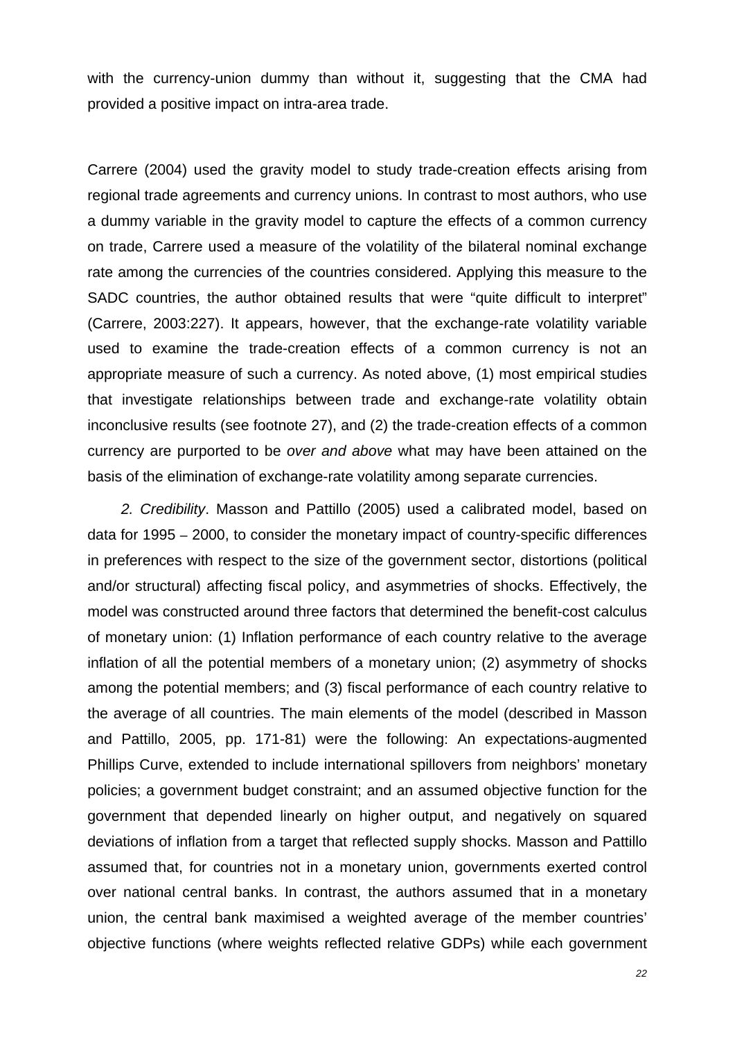with the currency-union dummy than without it, suggesting that the CMA had provided a positive impact on intra-area trade.

Carrere (2004) used the gravity model to study trade-creation effects arising from regional trade agreements and currency unions. In contrast to most authors, who use a dummy variable in the gravity model to capture the effects of a common currency on trade, Carrere used a measure of the volatility of the bilateral nominal exchange rate among the currencies of the countries considered. Applying this measure to the SADC countries, the author obtained results that were "quite difficult to interpret" (Carrere, 2003:227). It appears, however, that the exchange-rate volatility variable used to examine the trade-creation effects of a common currency is not an appropriate measure of such a currency. As noted above, (1) most empirical studies that investigate relationships between trade and exchange-rate volatility obtain inconclusive results (see footnote 27), and (2) the trade-creation effects of a common currency are purported to be *over and above* what may have been attained on the basis of the elimination of exchange-rate volatility among separate currencies.

*2. Credibility*. Masson and Pattillo (2005) used a calibrated model, based on data for 1995 – 2000, to consider the monetary impact of country-specific differences in preferences with respect to the size of the government sector, distortions (political and/or structural) affecting fiscal policy, and asymmetries of shocks. Effectively, the model was constructed around three factors that determined the benefit-cost calculus of monetary union: (1) Inflation performance of each country relative to the average inflation of all the potential members of a monetary union; (2) asymmetry of shocks among the potential members; and (3) fiscal performance of each country relative to the average of all countries. The main elements of the model (described in Masson and Pattillo, 2005, pp. 171-81) were the following: An expectations-augmented Phillips Curve, extended to include international spillovers from neighbors' monetary policies; a government budget constraint; and an assumed objective function for the government that depended linearly on higher output, and negatively on squared deviations of inflation from a target that reflected supply shocks. Masson and Pattillo assumed that, for countries not in a monetary union, governments exerted control over national central banks. In contrast, the authors assumed that in a monetary union, the central bank maximised a weighted average of the member countries' objective functions (where weights reflected relative GDPs) while each government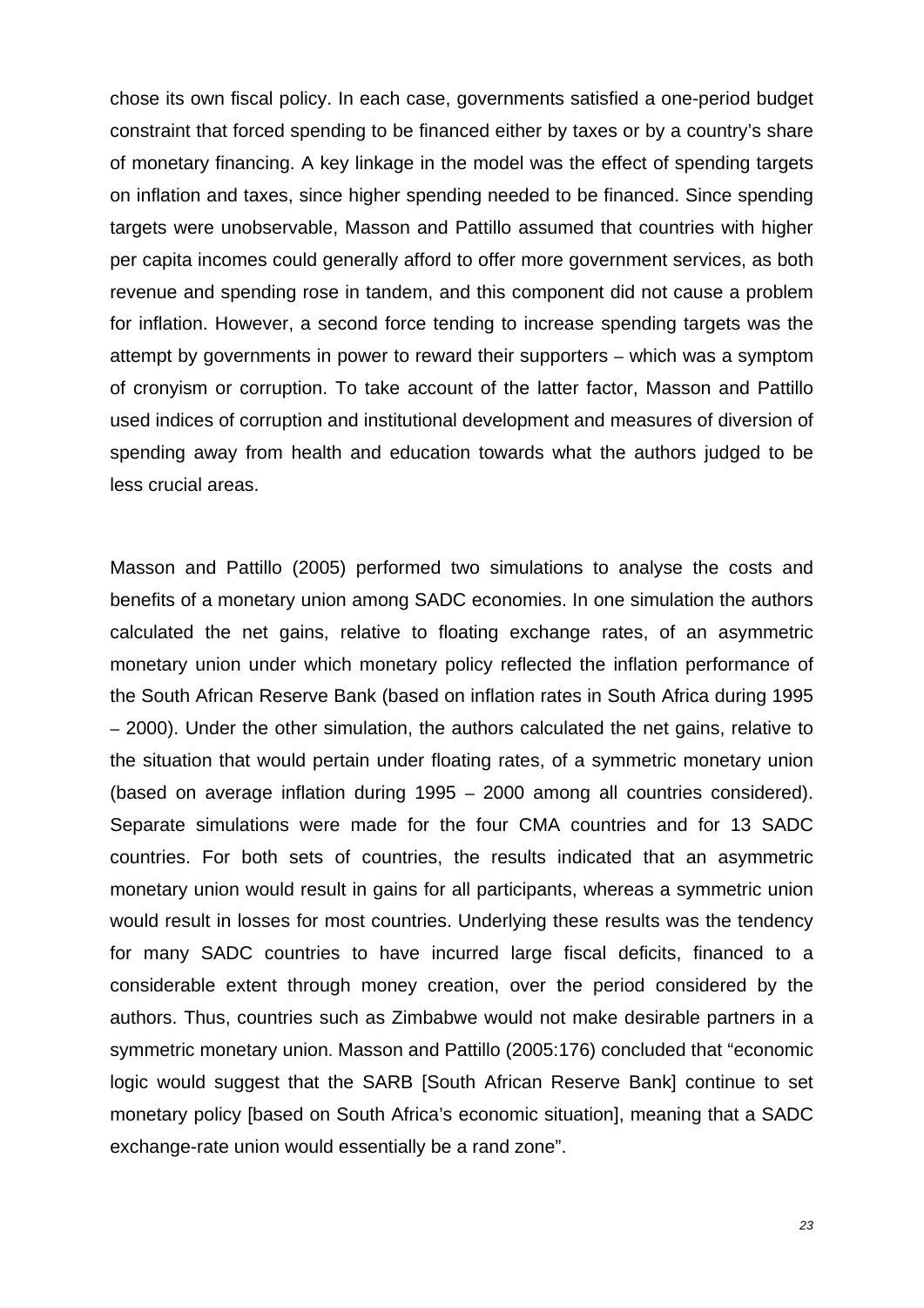chose its own fiscal policy. In each case, governments satisfied a one-period budget constraint that forced spending to be financed either by taxes or by a country's share of monetary financing. A key linkage in the model was the effect of spending targets on inflation and taxes, since higher spending needed to be financed. Since spending targets were unobservable, Masson and Pattillo assumed that countries with higher per capita incomes could generally afford to offer more government services, as both revenue and spending rose in tandem, and this component did not cause a problem for inflation. However, a second force tending to increase spending targets was the attempt by governments in power to reward their supporters – which was a symptom of cronyism or corruption. To take account of the latter factor, Masson and Pattillo used indices of corruption and institutional development and measures of diversion of spending away from health and education towards what the authors judged to be less crucial areas.

Masson and Pattillo (2005) performed two simulations to analyse the costs and benefits of a monetary union among SADC economies. In one simulation the authors calculated the net gains, relative to floating exchange rates, of an asymmetric monetary union under which monetary policy reflected the inflation performance of the South African Reserve Bank (based on inflation rates in South Africa during 1995 – 2000). Under the other simulation, the authors calculated the net gains, relative to the situation that would pertain under floating rates, of a symmetric monetary union (based on average inflation during 1995 – 2000 among all countries considered). Separate simulations were made for the four CMA countries and for 13 SADC countries. For both sets of countries, the results indicated that an asymmetric monetary union would result in gains for all participants, whereas a symmetric union would result in losses for most countries. Underlying these results was the tendency for many SADC countries to have incurred large fiscal deficits, financed to a considerable extent through money creation, over the period considered by the authors. Thus, countries such as Zimbabwe would not make desirable partners in a symmetric monetary union. Masson and Pattillo (2005:176) concluded that "economic logic would suggest that the SARB [South African Reserve Bank] continue to set monetary policy [based on South Africa's economic situation], meaning that a SADC exchange-rate union would essentially be a rand zone".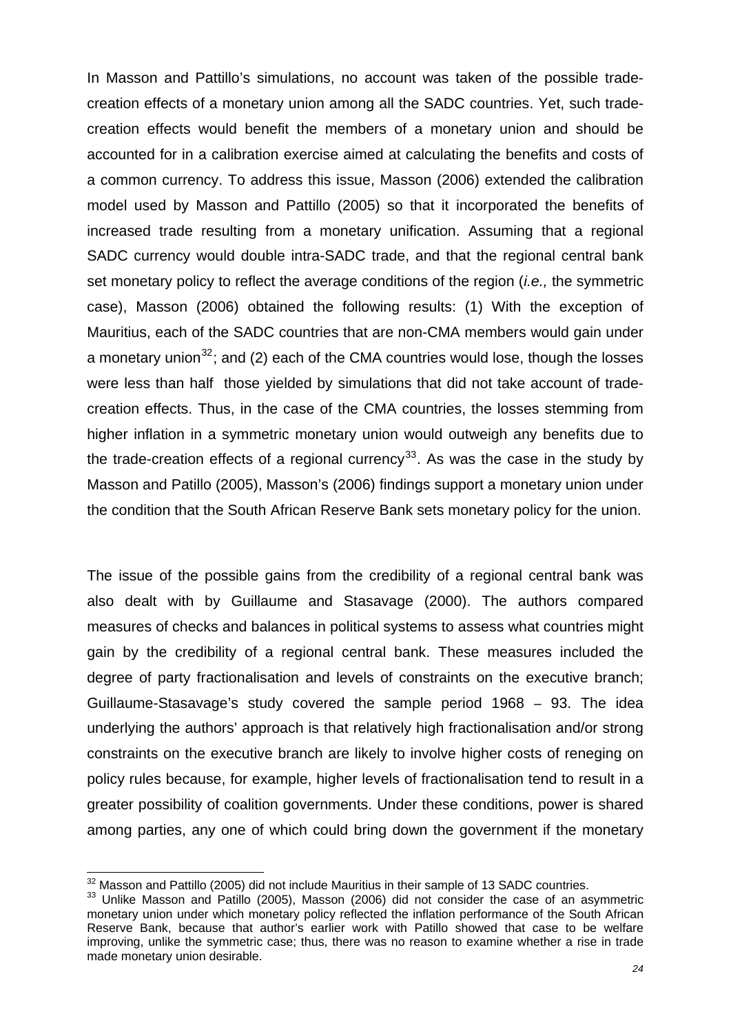In Masson and Pattillo's simulations, no account was taken of the possible trade-creation effects of a monetary union among all the SADC countries. Yet, such trade-creation effects would benefit the members of a monetary union and should be accounted for in a calibration exercise aimed at calculating the benefits and costs of a common currency. To address this issue, Masson (2006) extended the calibration model used by Masson and Pattillo (2005) so that it incorporated the benefits of increased trade resulting from a monetary unification. Assuming that a regional SADC currency would double intra-SADC trade, and that the regional central bank set monetary policy to reflect the average conditions of the region (*i.e.,* the symmetric case), Masson (2006) obtained the following results: (1) With the exception of Mauritius, each of the SADC countries that are non-CMA members would gain under a monetary union[32]; and (2) each of the CMA countries would lose, though the losses were less than half those yielded by simulations that did not take account of trade-creation effects. Thus, in the case of the CMA countries, the losses stemming from higher inflation in a symmetric monetary union would outweigh any benefits due to the trade-creation effects of a regional currency[33]. As was the case in the study by Masson and Patillo (2005), Masson's (2006) findings support a monetary union under the condition that the South African Reserve Bank sets monetary policy for the union.

The issue of the possible gains from the credibility of a regional central bank was also dealt with by Guillaume and Stasavage (2000). The authors compared measures of checks and balances in political systems to assess what countries might gain by the credibility of a regional central bank. These measures included the degree of party fractionalisation and levels of constraints on the executive branch; Guillaume-Stasavage's study covered the sample period 1968 – 93. The idea underlying the authors' approach is that relatively high fractionalisation and/or strong constraints on the executive branch are likely to involve higher costs of reneging on policy rules because, for example, higher levels of fractionalisation tend to result in a greater possibility of coalition governments. Under these conditions, power is shared among parties, any one of which could bring down the government if the monetary

[32] Masson and Pattillo (2005) did not include Mauritius in their sample of 13 SADC countries.

[33] Unlike Masson and Patillo (2005), Masson (2006) did not consider the case of an asymmetric monetary union under which monetary policy reflected the inflation performance of the South African Reserve Bank, because that author's earlier work with Patillo showed that case to be welfare improving, unlike the symmetric case; thus, there was no reason to examine whether a rise in trade made monetary union desirable.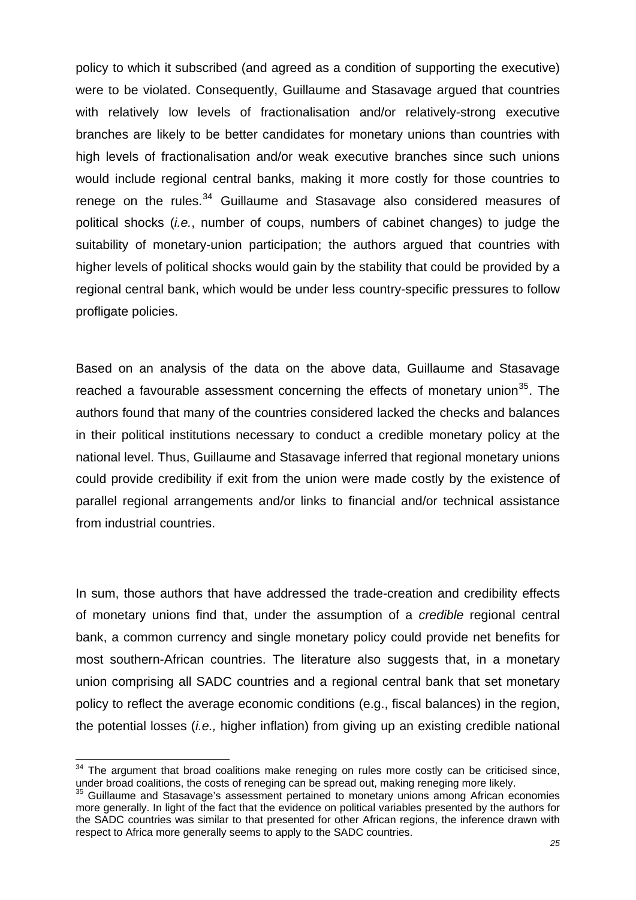policy to which it subscribed (and agreed as a condition of supporting the executive) were to be violated. Consequently, Guillaume and Stasavage argued that countries with relatively low levels of fractionalisation and/or relatively-strong executive branches are likely to be better candidates for monetary unions than countries with high levels of fractionalisation and/or weak executive branches since such unions would include regional central banks, making it more costly for those countries to renege on the rules.[34] Guillaume and Stasavage also considered measures of political shocks (*i.e.*, number of coups, numbers of cabinet changes) to judge the suitability of monetary-union participation; the authors argued that countries with higher levels of political shocks would gain by the stability that could be provided by a regional central bank, which would be under less country-specific pressures to follow profligate policies.

Based on an analysis of the data on the above data, Guillaume and Stasavage reached a favourable assessment concerning the effects of monetary union[35]. The authors found that many of the countries considered lacked the checks and balances in their political institutions necessary to conduct a credible monetary policy at the national level. Thus, Guillaume and Stasavage inferred that regional monetary unions could provide credibility if exit from the union were made costly by the existence of parallel regional arrangements and/or links to financial and/or technical assistance from industrial countries.

In sum, those authors that have addressed the trade-creation and credibility effects of monetary unions find that, under the assumption of a *credible* regional central bank, a common currency and single monetary policy could provide net benefits for most southern-African countries. The literature also suggests that, in a monetary union comprising all SADC countries and a regional central bank that set monetary policy to reflect the average economic conditions (e.g., fiscal balances) in the region, the potential losses (*i.e.,* higher inflation) from giving up an existing credible national

---

[34] The argument that broad coalitions make reneging on rules more costly can be criticised since, under broad coalitions, the costs of reneging can be spread out, making reneging more likely.

[35] Guillaume and Stasavage's assessment pertained to monetary unions among African economies more generally. In light of the fact that the evidence on political variables presented by the authors for the SADC countries was similar to that presented for other African regions, the inference drawn with respect to Africa more generally seems to apply to the SADC countries.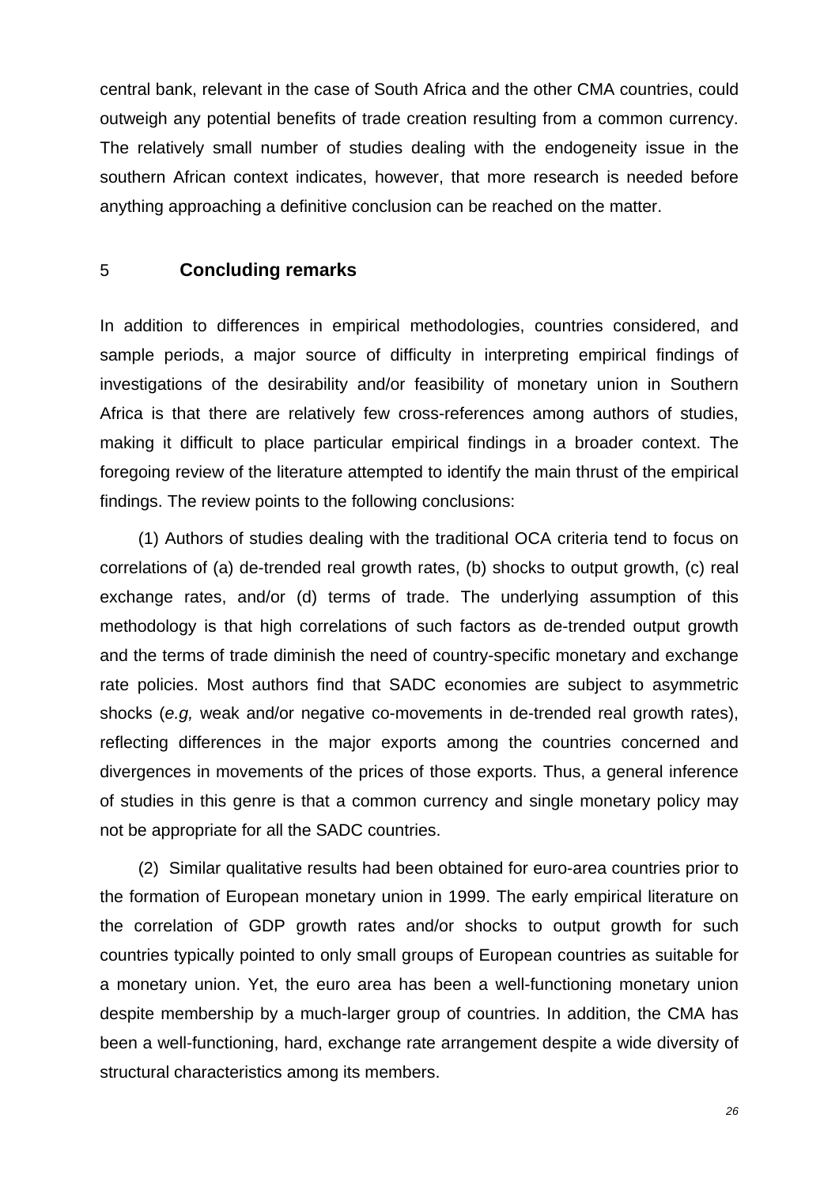central bank, relevant in the case of South Africa and the other CMA countries, could outweigh any potential benefits of trade creation resulting from a common currency. The relatively small number of studies dealing with the endogeneity issue in the southern African context indicates, however, that more research is needed before anything approaching a definitive conclusion can be reached on the matter.

## 5 Concluding remarks

In addition to differences in empirical methodologies, countries considered, and sample periods, a major source of difficulty in interpreting empirical findings of investigations of the desirability and/or feasibility of monetary union in Southern Africa is that there are relatively few cross-references among authors of studies, making it difficult to place particular empirical findings in a broader context. The foregoing review of the literature attempted to identify the main thrust of the empirical findings. The review points to the following conclusions:

(1) Authors of studies dealing with the traditional OCA criteria tend to focus on correlations of (a) de-trended real growth rates, (b) shocks to output growth, (c) real exchange rates, and/or (d) terms of trade. The underlying assumption of this methodology is that high correlations of such factors as de-trended output growth and the terms of trade diminish the need of country-specific monetary and exchange rate policies. Most authors find that SADC economies are subject to asymmetric shocks (*e.g,* weak and/or negative co-movements in de-trended real growth rates), reflecting differences in the major exports among the countries concerned and divergences in movements of the prices of those exports. Thus, a general inference of studies in this genre is that a common currency and single monetary policy may not be appropriate for all the SADC countries.

(2) Similar qualitative results had been obtained for euro-area countries prior to the formation of European monetary union in 1999. The early empirical literature on the correlation of GDP growth rates and/or shocks to output growth for such countries typically pointed to only small groups of European countries as suitable for a monetary union. Yet, the euro area has been a well-functioning monetary union despite membership by a much-larger group of countries. In addition, the CMA has been a well-functioning, hard, exchange rate arrangement despite a wide diversity of structural characteristics among its members.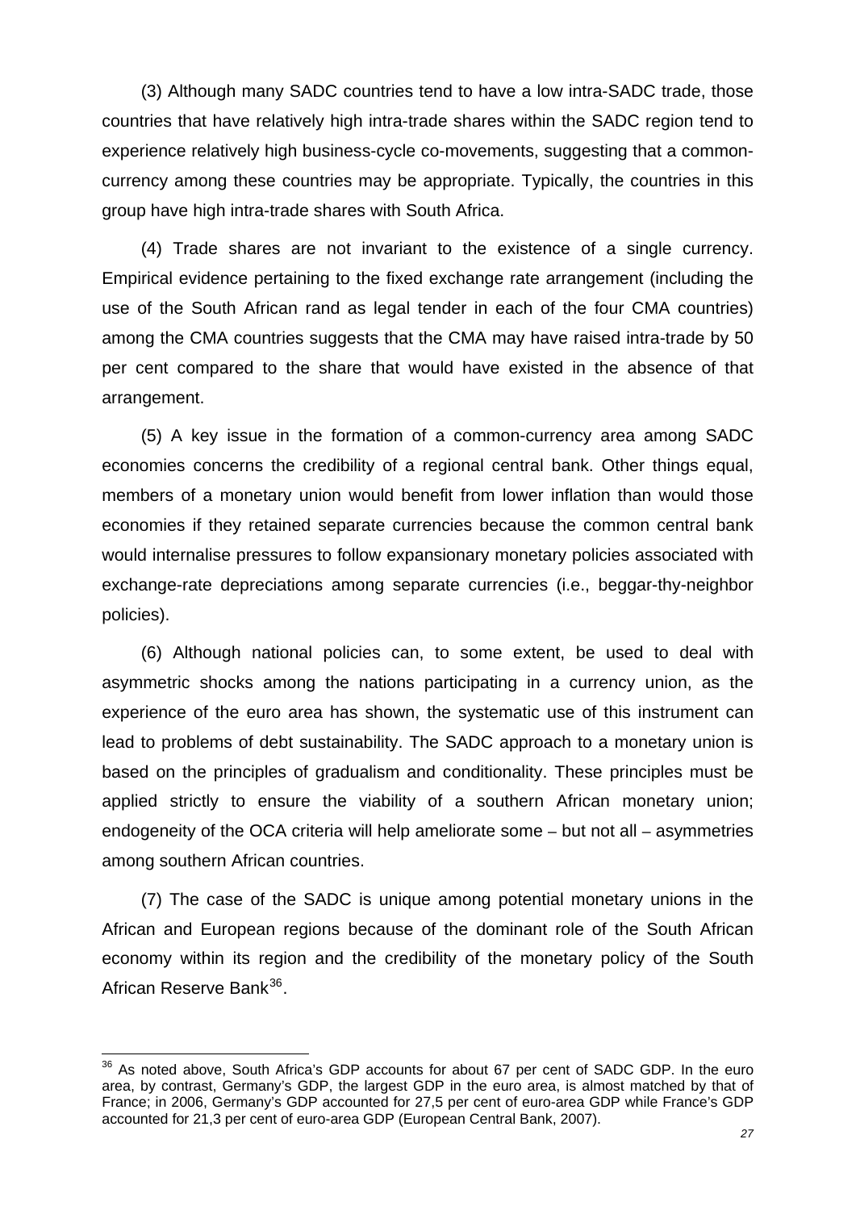(3) Although many SADC countries tend to have a low intra-SADC trade, those countries that have relatively high intra-trade shares within the SADC region tend to experience relatively high business-cycle co-movements, suggesting that a common-currency among these countries may be appropriate. Typically, the countries in this group have high intra-trade shares with South Africa.

(4) Trade shares are not invariant to the existence of a single currency. Empirical evidence pertaining to the fixed exchange rate arrangement (including the use of the South African rand as legal tender in each of the four CMA countries) among the CMA countries suggests that the CMA may have raised intra-trade by 50 per cent compared to the share that would have existed in the absence of that arrangement.

(5) A key issue in the formation of a common-currency area among SADC economies concerns the credibility of a regional central bank. Other things equal, members of a monetary union would benefit from lower inflation than would those economies if they retained separate currencies because the common central bank would internalise pressures to follow expansionary monetary policies associated with exchange-rate depreciations among separate currencies (i.e., beggar-thy-neighbor policies).

(6) Although national policies can, to some extent, be used to deal with asymmetric shocks among the nations participating in a currency union, as the experience of the euro area has shown, the systematic use of this instrument can lead to problems of debt sustainability. The SADC approach to a monetary union is based on the principles of gradualism and conditionality. These principles must be applied strictly to ensure the viability of a southern African monetary union; endogeneity of the OCA criteria will help ameliorate some – but not all – asymmetries among southern African countries.

(7) The case of the SADC is unique among potential monetary unions in the African and European regions because of the dominant role of the South African economy within its region and the credibility of the monetary policy of the South African Reserve Bank[36].

[36] As noted above, South Africa's GDP accounts for about 67 per cent of SADC GDP. In the euro area, by contrast, Germany's GDP, the largest GDP in the euro area, is almost matched by that of France; in 2006, Germany's GDP accounted for 27,5 per cent of euro-area GDP while France's GDP accounted for 21,3 per cent of euro-area GDP (European Central Bank, 2007).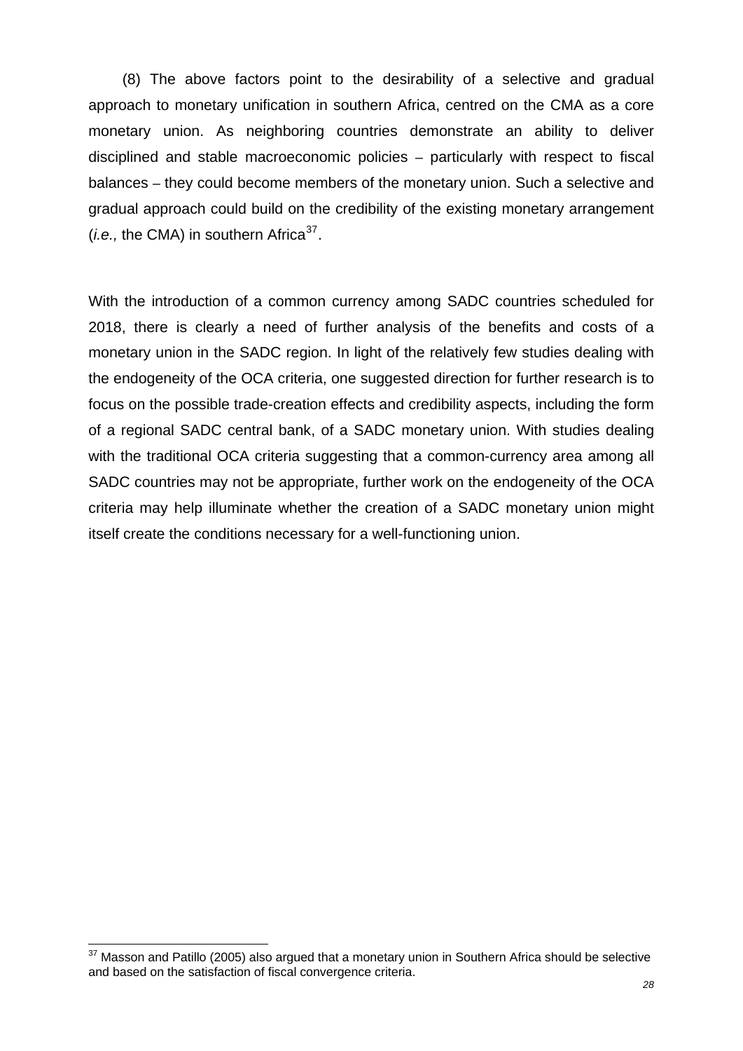(8) The above factors point to the desirability of a selective and gradual approach to monetary unification in southern Africa, centred on the CMA as a core monetary union. As neighboring countries demonstrate an ability to deliver disciplined and stable macroeconomic policies – particularly with respect to fiscal balances – they could become members of the monetary union. Such a selective and gradual approach could build on the credibility of the existing monetary arrangement (*i.e.,* the CMA) in southern Africa[37].

With the introduction of a common currency among SADC countries scheduled for 2018, there is clearly a need of further analysis of the benefits and costs of a monetary union in the SADC region. In light of the relatively few studies dealing with the endogeneity of the OCA criteria, one suggested direction for further research is to focus on the possible trade-creation effects and credibility aspects, including the form of a regional SADC central bank, of a SADC monetary union. With studies dealing with the traditional OCA criteria suggesting that a common-currency area among all SADC countries may not be appropriate, further work on the endogeneity of the OCA criteria may help illuminate whether the creation of a SADC monetary union might itself create the conditions necessary for a well-functioning union.

---

[37] Masson and Patillo (2005) also argued that a monetary union in Southern Africa should be selective and based on the satisfaction of fiscal convergence criteria.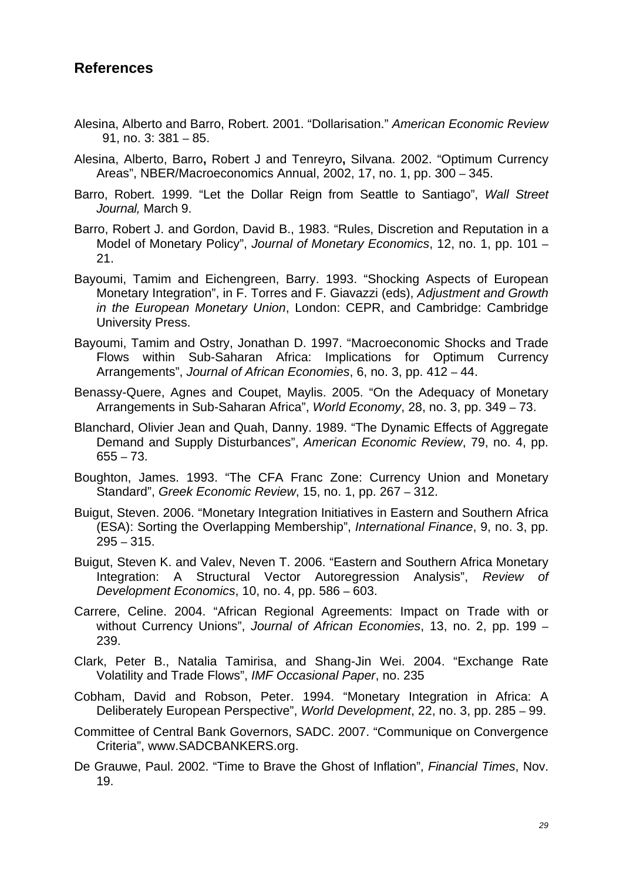## References

Alesina, Alberto and Barro, Robert. 2001. "Dollarisation." *American Economic Review* 91, no. 3: 381 – 85.

Alesina, Alberto, Barro**,** Robert J and Tenreyro**,** Silvana. 2002. "Optimum Currency Areas", NBER/Macroeconomics Annual, 2002, 17, no. 1, pp. 300 – 345.

Barro, Robert. 1999. "Let the Dollar Reign from Seattle to Santiago", *Wall Street Journal,* March 9.

Barro, Robert J. and Gordon, David B., 1983. "Rules, Discretion and Reputation in a Model of Monetary Policy", *Journal of Monetary Economics*, 12, no. 1, pp. 101 – 21.

Bayoumi, Tamim and Eichengreen, Barry. 1993. "Shocking Aspects of European Monetary Integration", in F. Torres and F. Giavazzi (eds), *Adjustment and Growth in the European Monetary Union*, London: CEPR, and Cambridge: Cambridge University Press.

Bayoumi, Tamim and Ostry, Jonathan D. 1997. "Macroeconomic Shocks and Trade Flows within Sub-Saharan Africa: Implications for Optimum Currency Arrangements", *Journal of African Economies*, 6, no. 3, pp. 412 – 44.

Benassy-Quere, Agnes and Coupet, Maylis. 2005. "On the Adequacy of Monetary Arrangements in Sub-Saharan Africa", *World Economy*, 28, no. 3, pp. 349 – 73.

Blanchard, Olivier Jean and Quah, Danny. 1989. "The Dynamic Effects of Aggregate Demand and Supply Disturbances", *American Economic Review*, 79, no. 4, pp. 655 – 73.

Boughton, James. 1993. "The CFA Franc Zone: Currency Union and Monetary Standard", *Greek Economic Review*, 15, no. 1, pp. 267 – 312.

Buigut, Steven. 2006. "Monetary Integration Initiatives in Eastern and Southern Africa (ESA): Sorting the Overlapping Membership", *International Finance*, 9, no. 3, pp. 295 – 315.

Buigut, Steven K. and Valev, Neven T. 2006. "Eastern and Southern Africa Monetary Integration: A Structural Vector Autoregression Analysis", *Review of Development Economics*, 10, no. 4, pp. 586 – 603.

Carrere, Celine. 2004. "African Regional Agreements: Impact on Trade with or without Currency Unions", *Journal of African Economies*, 13, no. 2, pp. 199 – 239.

Clark, Peter B., Natalia Tamirisa, and Shang-Jin Wei. 2004. "Exchange Rate Volatility and Trade Flows", *IMF Occasional Paper*, no. 235

Cobham, David and Robson, Peter. 1994. "Monetary Integration in Africa: A Deliberately European Perspective", *World Development*, 22, no. 3, pp. 285 – 99.

Committee of Central Bank Governors, SADC. 2007. "Communique on Convergence Criteria", www.SADCBANKERS.org.

De Grauwe, Paul. 2002. "Time to Brave the Ghost of Inflation", *Financial Times*, Nov. 19.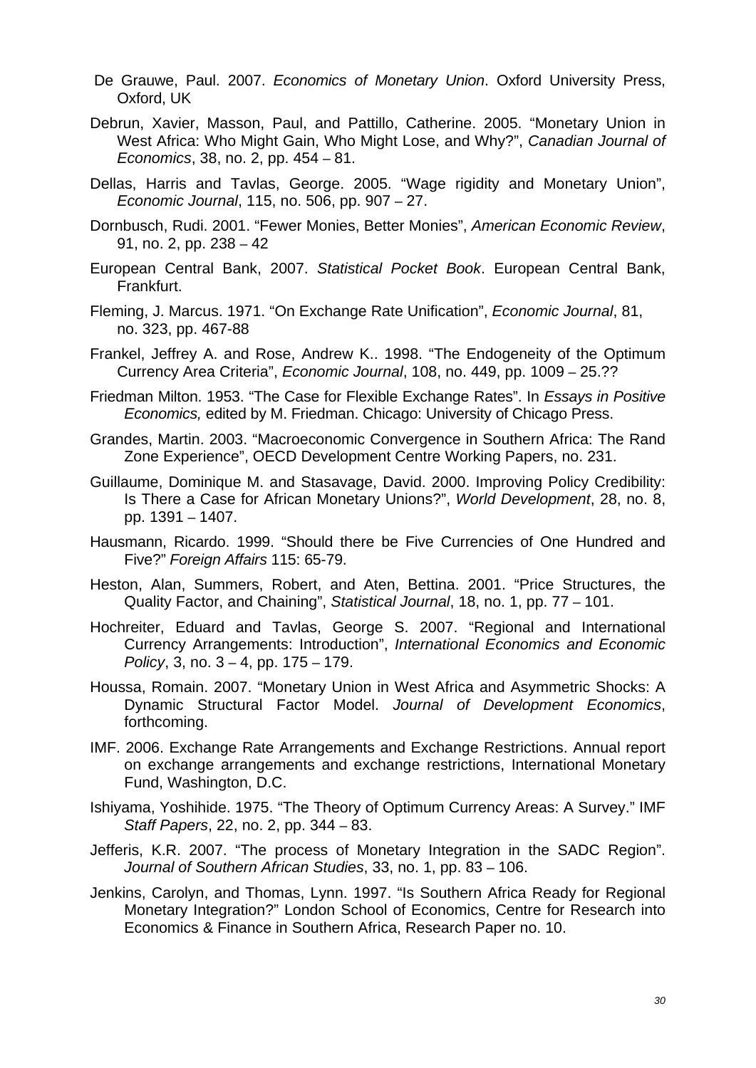De Grauwe, Paul. 2007. *Economics of Monetary Union*. Oxford University Press, Oxford, UK

Debrun, Xavier, Masson, Paul, and Pattillo, Catherine. 2005. "Monetary Union in West Africa: Who Might Gain, Who Might Lose, and Why?", *Canadian Journal of Economics*, 38, no. 2, pp. 454 – 81.

Dellas, Harris and Tavlas, George. 2005. "Wage rigidity and Monetary Union", *Economic Journal*, 115, no. 506, pp. 907 – 27.

Dornbusch, Rudi. 2001. "Fewer Monies, Better Monies", *American Economic Review*, 91, no. 2, pp. 238 – 42

European Central Bank, 2007. *Statistical Pocket Book*. European Central Bank, Frankfurt.

Fleming, J. Marcus. 1971. "On Exchange Rate Unification", *Economic Journal*, 81, no. 323, pp. 467-88

Frankel, Jeffrey A. and Rose, Andrew K.. 1998. "The Endogeneity of the Optimum Currency Area Criteria", *Economic Journal*, 108, no. 449, pp. 1009 – 25.??

Friedman Milton. 1953. "The Case for Flexible Exchange Rates". In *Essays in Positive Economics,* edited by M. Friedman. Chicago: University of Chicago Press.

Grandes, Martin. 2003. "Macroeconomic Convergence in Southern Africa: The Rand Zone Experience", OECD Development Centre Working Papers, no. 231.

Guillaume, Dominique M. and Stasavage, David. 2000. Improving Policy Credibility: Is There a Case for African Monetary Unions?", *World Development*, 28, no. 8, pp. 1391 – 1407.

Hausmann, Ricardo. 1999. "Should there be Five Currencies of One Hundred and Five?" *Foreign Affairs* 115: 65-79.

Heston, Alan, Summers, Robert, and Aten, Bettina. 2001. "Price Structures, the Quality Factor, and Chaining", *Statistical Journal*, 18, no. 1, pp. 77 – 101.

Hochreiter, Eduard and Tavlas, George S. 2007. "Regional and International Currency Arrangements: Introduction", *International Economics and Economic Policy*, 3, no. 3 – 4, pp. 175 – 179.

Houssa, Romain. 2007. "Monetary Union in West Africa and Asymmetric Shocks: A Dynamic Structural Factor Model. *Journal of Development Economics*, forthcoming.

IMF. 2006. Exchange Rate Arrangements and Exchange Restrictions. Annual report on exchange arrangements and exchange restrictions, International Monetary Fund, Washington, D.C.

Ishiyama, Yoshihide. 1975. "The Theory of Optimum Currency Areas: A Survey." IMF *Staff Papers*, 22, no. 2, pp. 344 – 83.

Jefferis, K.R. 2007. "The process of Monetary Integration in the SADC Region". *Journal of Southern African Studies*, 33, no. 1, pp. 83 – 106.

Jenkins, Carolyn, and Thomas, Lynn. 1997. "Is Southern Africa Ready for Regional Monetary Integration?" London School of Economics, Centre for Research into Economics & Finance in Southern Africa, Research Paper no. 10.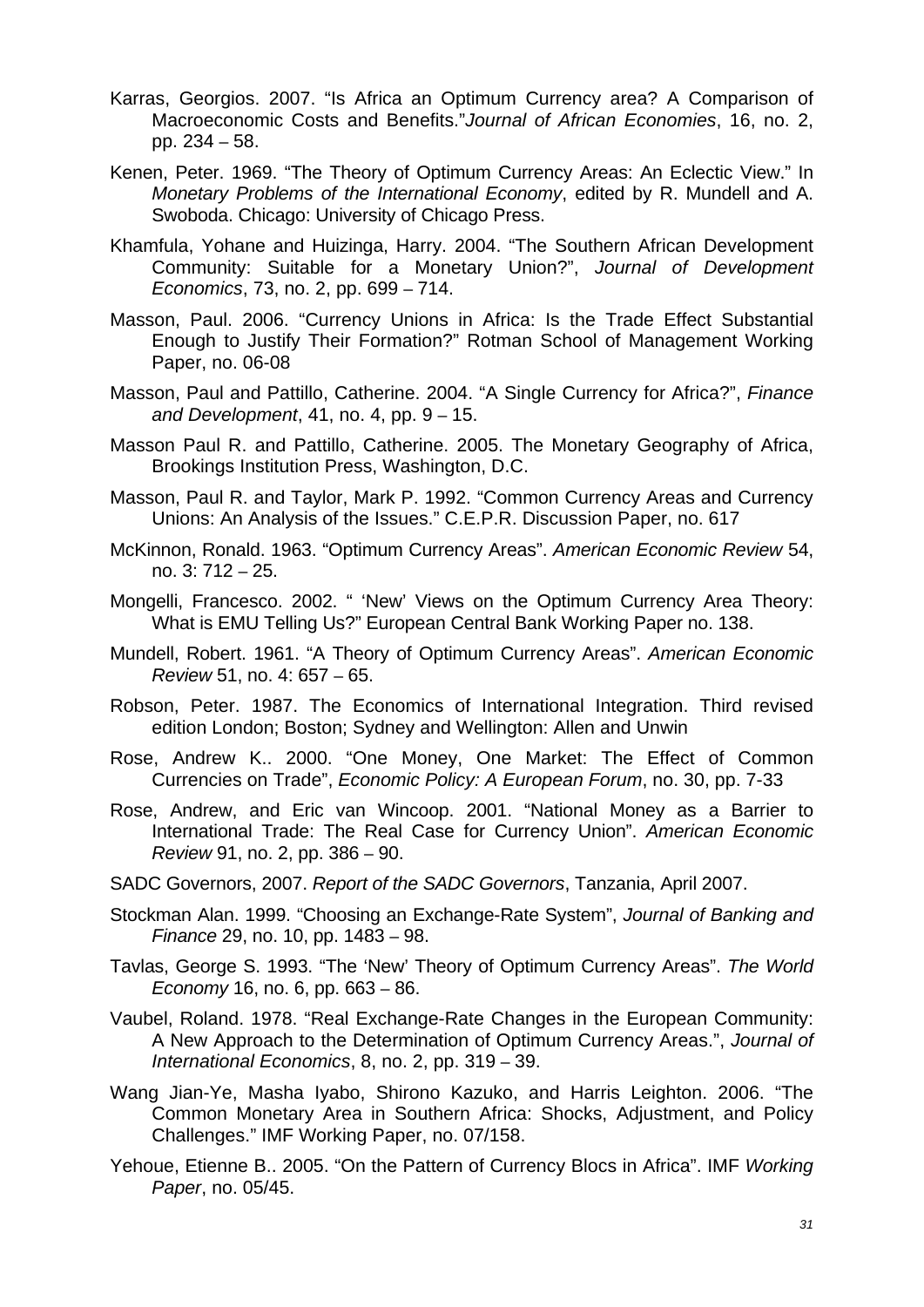Karras, Georgios. 2007. “Is Africa an Optimum Currency area? A Comparison of Macroeconomic Costs and Benefits.”*Journal of African Economies*, 16, no. 2, pp. 234 – 58.

Kenen, Peter. 1969. “The Theory of Optimum Currency Areas: An Eclectic View.” In *Monetary Problems of the International Economy*, edited by R. Mundell and A. Swoboda. Chicago: University of Chicago Press.

Khamfula, Yohane and Huizinga, Harry. 2004. “The Southern African Development Community: Suitable for a Monetary Union?”, *Journal of Development Economics*, 73, no. 2, pp. 699 – 714.

Masson, Paul. 2006. “Currency Unions in Africa: Is the Trade Effect Substantial Enough to Justify Their Formation?” Rotman School of Management Working Paper, no. 06-08

Masson, Paul and Pattillo, Catherine. 2004. “A Single Currency for Africa?”, *Finance and Development*, 41, no. 4, pp. 9 – 15.

Masson Paul R. and Pattillo, Catherine. 2005. The Monetary Geography of Africa, Brookings Institution Press, Washington, D.C.

Masson, Paul R. and Taylor, Mark P. 1992. “Common Currency Areas and Currency Unions: An Analysis of the Issues.” C.E.P.R. Discussion Paper, no. 617

McKinnon, Ronald. 1963. “Optimum Currency Areas”. *American Economic Review* 54, no. 3: 712 – 25.

Mongelli, Francesco. 2002. “ ‘New’ Views on the Optimum Currency Area Theory: What is EMU Telling Us?” European Central Bank Working Paper no. 138.

Mundell, Robert. 1961. “A Theory of Optimum Currency Areas”. *American Economic Review* 51, no. 4: 657 – 65.

Robson, Peter. 1987. The Economics of International Integration. Third revised edition London; Boston; Sydney and Wellington: Allen and Unwin

Rose, Andrew K.. 2000. “One Money, One Market: The Effect of Common Currencies on Trade”, *Economic Policy: A European Forum*, no. 30, pp. 7-33

Rose, Andrew, and Eric van Wincoop. 2001. “National Money as a Barrier to International Trade: The Real Case for Currency Union”. *American Economic Review* 91, no. 2, pp. 386 – 90.

SADC Governors, 2007. *Report of the SADC Governors*, Tanzania, April 2007.

Stockman Alan. 1999. “Choosing an Exchange-Rate System”, *Journal of Banking and Finance* 29, no. 10, pp. 1483 – 98.

Tavlas, George S. 1993. “The ‘New’ Theory of Optimum Currency Areas”. *The World Economy* 16, no. 6, pp. 663 – 86.

Vaubel, Roland. 1978. “Real Exchange-Rate Changes in the European Community: A New Approach to the Determination of Optimum Currency Areas.”, *Journal of International Economics*, 8, no. 2, pp. 319 – 39.

Wang Jian-Ye, Masha Iyabo, Shirono Kazuko, and Harris Leighton. 2006. “The Common Monetary Area in Southern Africa: Shocks, Adjustment, and Policy Challenges.” IMF Working Paper, no. 07/158.

Yehoue, Etienne B.. 2005. “On the Pattern of Currency Blocs in Africa”. IMF *Working Paper*, no. 05/45.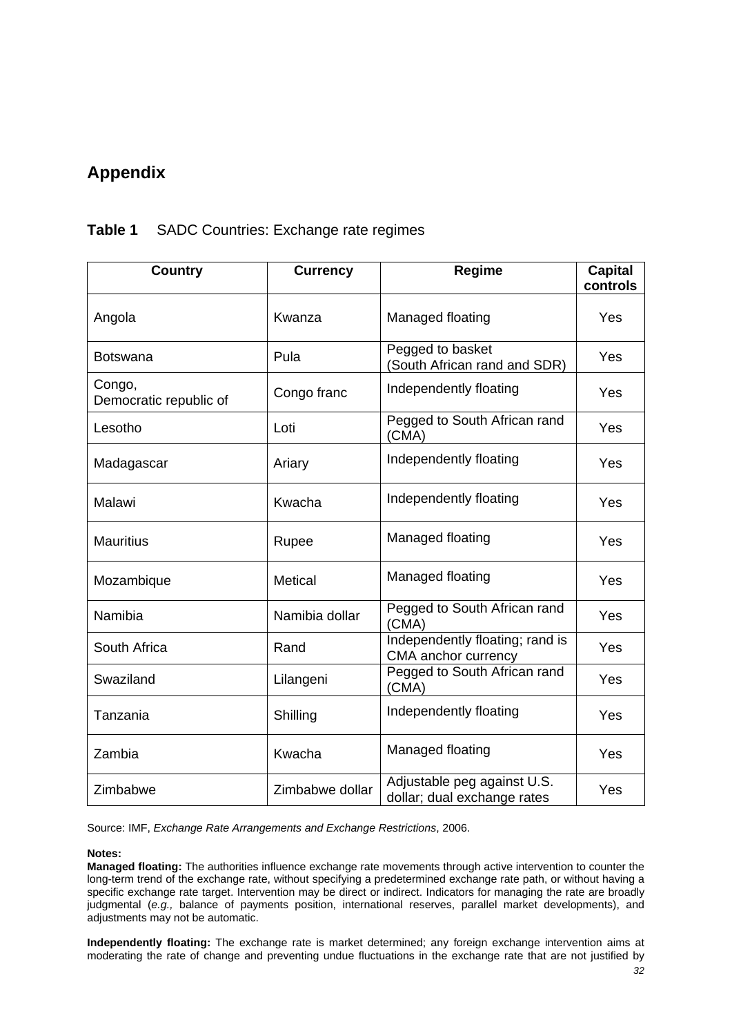## Appendix

**Table 1** SADC Countries: Exchange rate regimes

| Country | Currency | Regime | Capital controls |
|---|---|---|---|
| Angola | Kwanza | Managed floating | Yes |
| Botswana | Pula | Pegged to basket (South African rand and SDR) | Yes |
| Congo, Democratic republic of | Congo franc | Independently floating | Yes |
| Lesotho | Loti | Pegged to South African rand (CMA) | Yes |
| Madagascar | Ariary | Independently floating | Yes |
| Malawi | Kwacha | Independently floating | Yes |
| Mauritius | Rupee | Managed floating | Yes |
| Mozambique | Metical | Managed floating | Yes |
| Namibia | Namibia dollar | Pegged to South African rand (CMA) | Yes |
| South Africa | Rand | Independently floating; rand is CMA anchor currency | Yes |
| Swaziland | Lilangeni | Pegged to South African rand (CMA) | Yes |
| Tanzania | Shilling | Independently floating | Yes |
| Zambia | Kwacha | Managed floating | Yes |
| Zimbabwe | Zimbabwe dollar | Adjustable peg against U.S. dollar; dual exchange rates | Yes |

Source: IMF, *Exchange Rate Arrangements and Exchange Restrictions*, 2006.

**Notes:**

**Managed floating:** The authorities influence exchange rate movements through active intervention to counter the long-term trend of the exchange rate, without specifying a predetermined exchange rate path, or without having a specific exchange rate target. Intervention may be direct or indirect. Indicators for managing the rate are broadly judgmental (*e.g.*, balance of payments position, international reserves, parallel market developments), and adjustments may not be automatic.

**Independently floating:** The exchange rate is market determined; any foreign exchange intervention aims at moderating the rate of change and preventing undue fluctuations in the exchange rate that are not justified by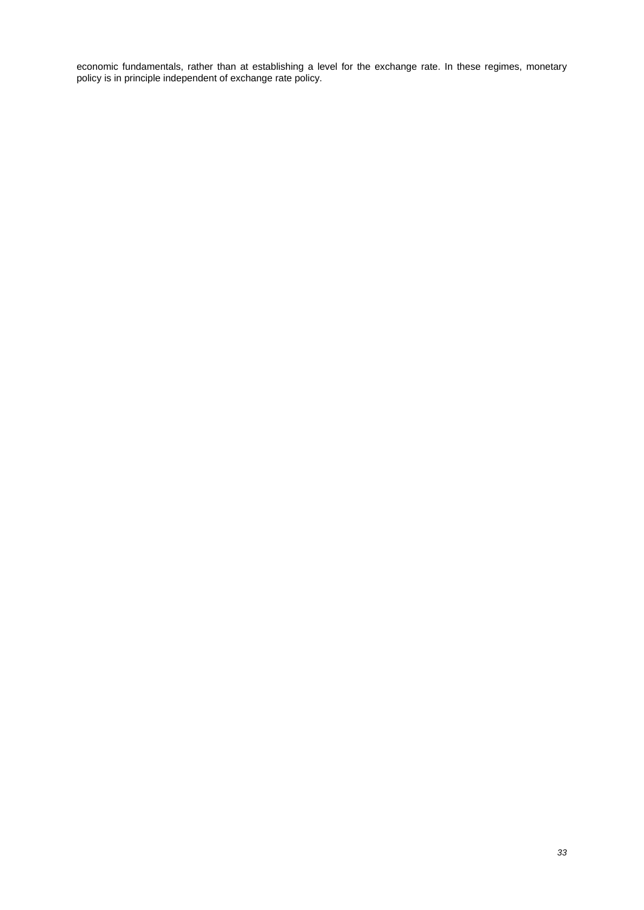economic fundamentals, rather than at establishing a level for the exchange rate. In these regimes, monetary policy is in principle independent of exchange rate policy.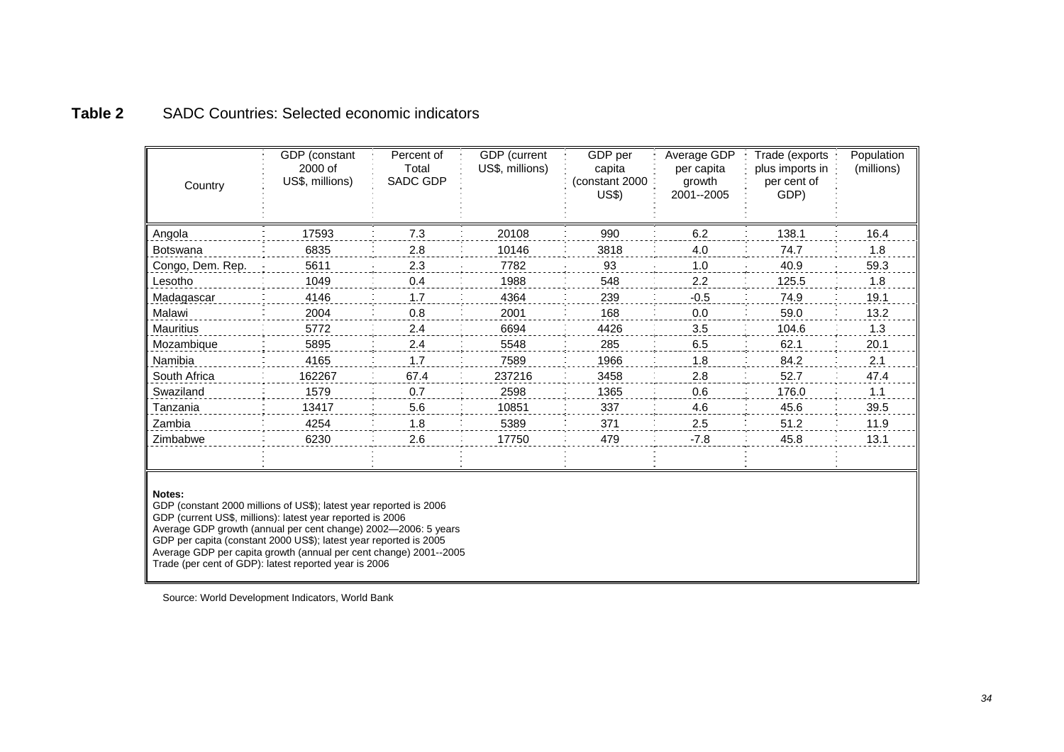**Table 2** SADC Countries: Selected economic indicators

| Country | GDP (constant 2000 of US$, millions) | Percent of Total SADC GDP | GDP (current US$, millions) | GDP per capita (constant 2000 US$) | Average GDP per capita growth 2001--2005 | Trade (exports plus imports in per cent of GDP) | Population (millions) |
|---|---|---|---|---|---|---|---|
| Angola | 17593 | 7.3 | 20108 | 990 | 6.2 | 138.1 | 16.4 |
| Botswana | 6835 | 2.8 | 10146 | 3818 | 4.0 | 74.7 | 1.8 |
| Congo, Dem. Rep. | 5611 | 2.3 | 7782 | 93 | 1.0 | 40.9 | 59.3 |
| Lesotho | 1049 | 0.4 | 1988 | 548 | 2.2 | 125.5 | 1.8 |
| Madagascar | 4146 | 1.7 | 4364 | 239 | -0.5 | 74.9 | 19.1 |
| Malawi | 2004 | 0.8 | 2001 | 168 | 0.0 | 59.0 | 13.2 |
| Mauritius | 5772 | 2.4 | 6694 | 4426 | 3.5 | 104.6 | 1.3 |
| Mozambique | 5895 | 2.4 | 5548 | 285 | 6.5 | 62.1 | 20.1 |
| Namibia | 4165 | 1.7 | 7589 | 1966 | 1.8 | 84.2 | 2.1 |
| South Africa | 162267 | 67.4 | 237216 | 3458 | 2.8 | 52.7 | 47.4 |
| Swaziland | 1579 | 0.7 | 2598 | 1365 | 0.6 | 176.0 | 1.1 |
| Tanzania | 13417 | 5.6 | 10851 | 337 | 4.6 | 45.6 | 39.5 |
| Zambia | 4254 | 1.8 | 5389 | 371 | 2.5 | 51.2 | 11.9 |
| Zimbabwe | 6230 | 2.6 | 17750 | 479 | -7.8 | 45.8 | 13.1 |

**Notes:**
GDP (constant 2000 millions of US$); latest year reported is 2006
GDP (current US$, millions): latest year reported is 2006
Average GDP growth (annual per cent change) 2002—2006: 5 years
GDP per capita (constant 2000 US$); latest year reported is 2005
Average GDP per capita growth (annual per cent change) 2001--2005
Trade (per cent of GDP): latest reported year is 2006

Source: World Development Indicators, World Bank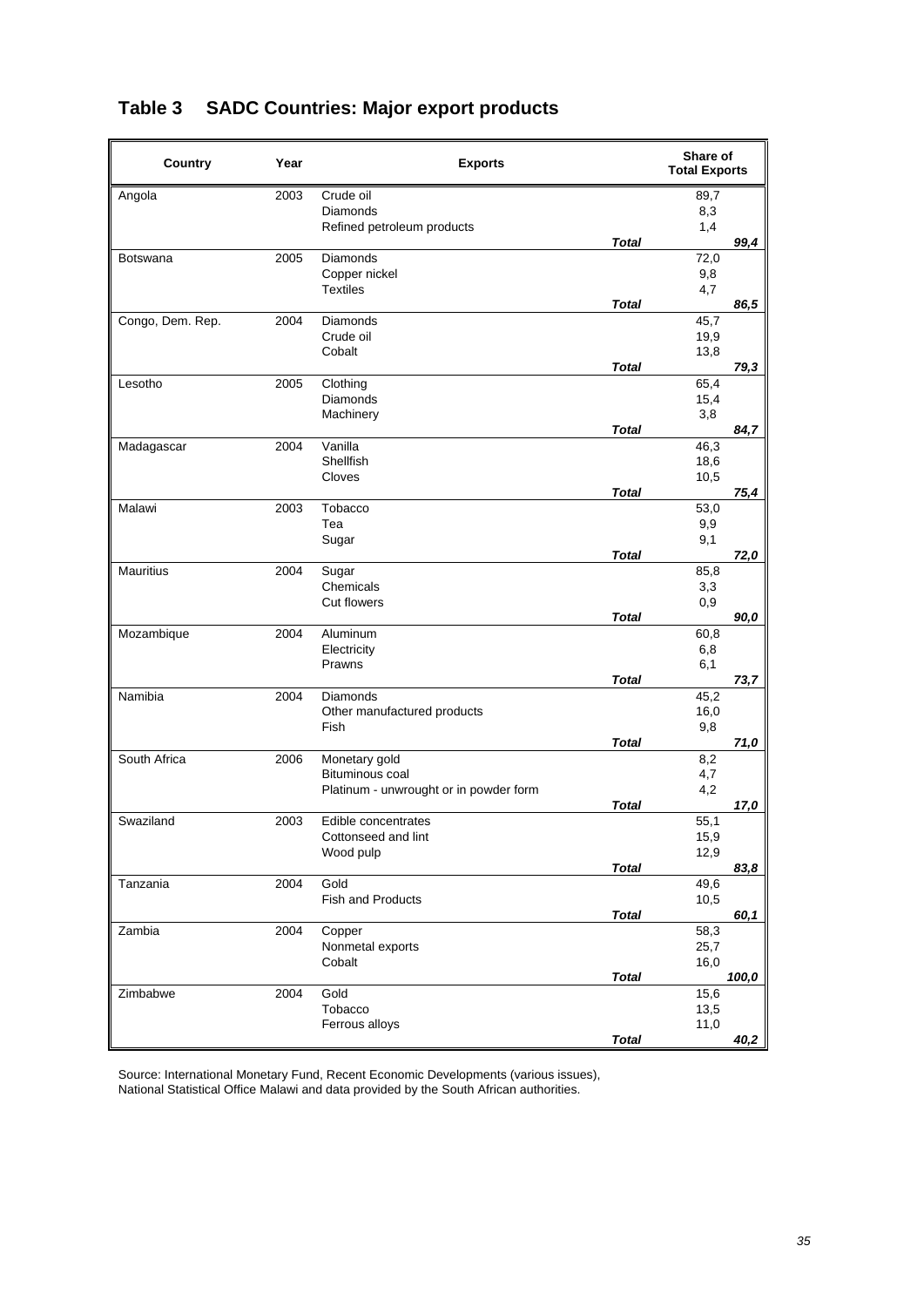## Table 3 SADC Countries: Major export products

| Country | Year | Exports | | Share of Total Exports | |
|---|---|---|---|---|---|
| Angola | 2003 | Crude oil | | 89,7 | |
| | | Diamonds | | 8,3 | |
| | | Refined petroleum products | | 1,4 | |
| | | | ***Total*** | | ***99,4*** |
| Botswana | 2005 | Diamonds | | 72,0 | |
| | | Copper nickel | | 9,8 | |
| | | Textiles | | 4,7 | |
| | | | ***Total*** | | ***86,5*** |
| Congo, Dem. Rep. | 2004 | Diamonds | | 45,7 | |
| | | Crude oil | | 19,9 | |
| | | Cobalt | | 13,8 | |
| | | | ***Total*** | | ***79,3*** |
| Lesotho | 2005 | Clothing | | 65,4 | |
| | | Diamonds | | 15,4 | |
| | | Machinery | | 3,8 | |
| | | | ***Total*** | | ***84,7*** |
| Madagascar | 2004 | Vanilla | | 46,3 | |
| | | Shellfish | | 18,6 | |
| | | Cloves | | 10,5 | |
| | | | ***Total*** | | ***75,4*** |
| Malawi | 2003 | Tobacco | | 53,0 | |
| | | Tea | | 9,9 | |
| | | Sugar | | 9,1 | |
| | | | ***Total*** | | ***72,0*** |
| Mauritius | 2004 | Sugar | | 85,8 | |
| | | Chemicals | | 3,3 | |
| | | Cut flowers | | 0,9 | |
| | | | ***Total*** | | ***90,0*** |
| Mozambique | 2004 | Aluminum | | 60,8 | |
| | | Electricity | | 6,8 | |
| | | Prawns | | 6,1 | |
| | | | ***Total*** | | ***73,7*** |
| Namibia | 2004 | Diamonds | | 45,2 | |
| | | Other manufactured products | | 16,0 | |
| | | Fish | | 9,8 | |
| | | | ***Total*** | | ***71,0*** |
| South Africa | 2006 | Monetary gold | | 8,2 | |
| | | Bituminous coal | | 4,7 | |
| | | Platinum - unwrought or in powder form | | 4,2 | |
| | | | ***Total*** | | ***17,0*** |
| Swaziland | 2003 | Edible concentrates | | 55,1 | |
| | | Cottonseed and lint | | 15,9 | |
| | | Wood pulp | | 12,9 | |
| | | | ***Total*** | | ***83,8*** |
| Tanzania | 2004 | Gold | | 49,6 | |
| | | Fish and Products | | 10,5 | |
| | | | ***Total*** | | ***60,1*** |
| Zambia | 2004 | Copper | | 58,3 | |
| | | Nonmetal exports | | 25,7 | |
| | | Cobalt | | 16,0 | |
| | | | ***Total*** | | ***100,0*** |
| Zimbabwe | 2004 | Gold | | 15,6 | |
| | | Tobacco | | 13,5 | |
| | | Ferrous alloys | | 11,0 | |
| | | | ***Total*** | | ***40,2*** |

Source: International Monetary Fund, Recent Economic Developments (various issues), National Statistical Office Malawi and data provided by the South African authorities.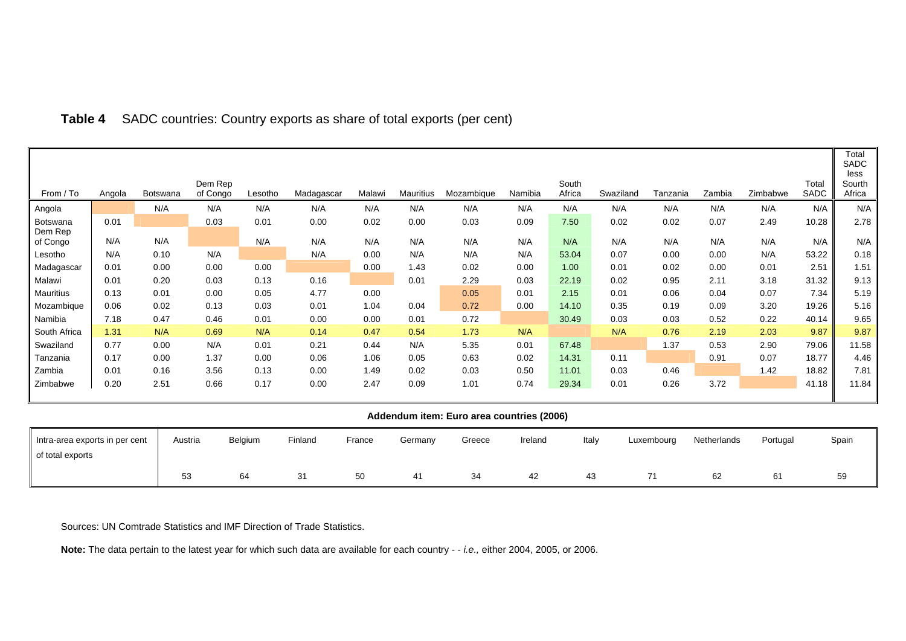**Table 4** SADC countries: Country exports as share of total exports (per cent)

| From / To | Angola | Botswana | Dem Rep of Congo | Lesotho | Madagascar | Malawi | Mauritius | Mozambique | Namibia | South Africa | Swaziland | Tanzania | Zambia | Zimbabwe | Total SADC | Total SADC less Sourth Africa |
|---|---|---|---|---|---|---|---|---|---|---|---|---|---|---|---|---|
| Angola | | N/A | N/A | N/A | N/A | N/A | N/A | N/A | N/A | N/A | N/A | N/A | N/A | N/A | N/A | N/A |
| Botswana | 0.01 | | 0.03 | 0.01 | 0.00 | 0.02 | 0.00 | 0.03 | 0.09 | 7.50 | 0.02 | 0.02 | 0.07 | 2.49 | 10.28 | 2.78 |
| Dem Rep of Congo | N/A | N/A | | N/A | N/A | N/A | N/A | N/A | N/A | N/A | N/A | N/A | N/A | N/A | N/A | N/A |
| Lesotho | N/A | 0.10 | N/A | | N/A | 0.00 | N/A | N/A | N/A | 53.04 | 0.07 | 0.00 | 0.00 | N/A | 53.22 | 0.18 |
| Madagascar | 0.01 | 0.00 | 0.00 | 0.00 | | 0.00 | 1.43 | 0.02 | 0.00 | 1.00 | 0.01 | 0.02 | 0.00 | 0.01 | 2.51 | 1.51 |
| Malawi | 0.01 | 0.20 | 0.03 | 0.13 | 0.16 | | 0.01 | 2.29 | 0.03 | 22.19 | 0.02 | 0.95 | 2.11 | 3.18 | 31.32 | 9.13 |
| Mauritius | 0.13 | 0.01 | 0.00 | 0.05 | 4.77 | 0.00 | | 0.05 | 0.01 | 2.15 | 0.01 | 0.06 | 0.04 | 0.07 | 7.34 | 5.19 |
| Mozambique | 0.06 | 0.02 | 0.13 | 0.03 | 0.01 | 1.04 | 0.04 | 0.72 | 0.00 | 14.10 | 0.35 | 0.19 | 0.09 | 3.20 | 19.26 | 5.16 |
| Namibia | 7.18 | 0.47 | 0.46 | 0.01 | 0.00 | 0.00 | 0.01 | 0.72 | | 30.49 | 0.03 | 0.03 | 0.52 | 0.22 | 40.14 | 9.65 |
| South Africa | 1.31 | N/A | 0.69 | N/A | 0.14 | 0.47 | 0.54 | 1.73 | N/A | | N/A | 0.76 | 2.19 | 2.03 | 9.87 | 9.87 |
| Swaziland | 0.77 | 0.00 | N/A | 0.01 | 0.21 | 0.44 | N/A | 5.35 | 0.01 | 67.48 | | 1.37 | 0.53 | 2.90 | 79.06 | 11.58 |
| Tanzania | 0.17 | 0.00 | 1.37 | 0.00 | 0.06 | 1.06 | 0.05 | 0.63 | 0.02 | 14.31 | 0.11 | | 0.91 | 0.07 | 18.77 | 4.46 |
| Zambia | 0.01 | 0.16 | 3.56 | 0.13 | 0.00 | 1.49 | 0.02 | 0.03 | 0.50 | 11.01 | 0.03 | 0.46 | | 1.42 | 18.82 | 7.81 |
| Zimbabwe | 0.20 | 2.51 | 0.66 | 0.17 | 0.00 | 2.47 | 0.09 | 1.01 | 0.74 | 29.34 | 0.01 | 0.26 | 3.72 | | 41.18 | 11.84 |

**Addendum item: Euro area countries (2006)**

| Intra-area exports in per cent of total exports | Austria | Belgium | Finland | France | Germany | Greece | Ireland | Italy | Luxembourg | Netherlands | Portugal | Spain |
|---|---|---|---|---|---|---|---|---|---|---|---|---|
| | 53 | 64 | 31 | 50 | 41 | 34 | 42 | 43 | 71 | 62 | 61 | 59 |

Sources: UN Comtrade Statistics and IMF Direction of Trade Statistics.

**Note:** The data pertain to the latest year for which such data are available for each country - - *i.e.,* either 2004, 2005, or 2006.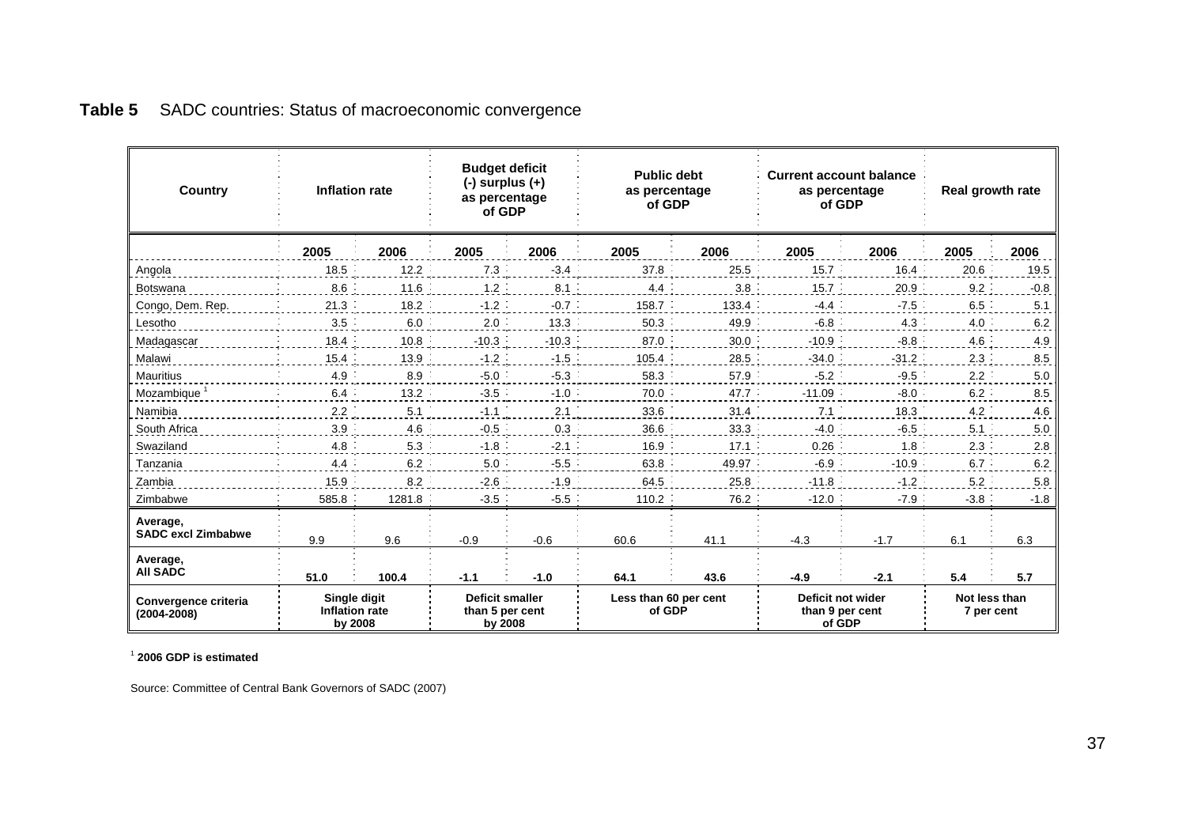**Table 5** SADC countries: Status of macroeconomic convergence

| Country | Inflation rate | | Budget deficit (-) surplus (+) as percentage of GDP | | Public debt as percentage of GDP | | Current account balance as percentage of GDP | | Real growth rate | |
|---|---|---|---|---|---|---|---|---|---|---|
| | 2005 | 2006 | 2005 | 2006 | 2005 | 2006 | 2005 | 2006 | 2005 | 2006 |
| Angola | 18.5 | 12.2 | 7.3 | -3.4 | 37.8 | 25.5 | 15.7 | 16.4 | 20.6 | 19.5 |
| Botswana | 8.6 | 11.6 | 1.2 | 8.1 | 4.4 | 3.8 | 15.7 | 20.9 | 9.2 | -0.8 |
| Congo, Dem. Rep. | 21.3 | 18.2 | -1.2 | -0.7 | 158.7 | 133.4 | -4.4 | -7.5 | 6.5 | 5.1 |
| Lesotho | 3.5 | 6.0 | 2.0 | 13.3 | 50.3 | 49.9 | -6.8 | 4.3 | 4.0 | 6.2 |
| Madagascar | 18.4 | 10.8 | -10.3 | -10.3 | 87.0 | 30.0 | -10.9 | -8.8 | 4.6 | 4.9 |
| Malawi | 15.4 | 13.9 | -1.2 | -1.5 | 105.4 | 28.5 | -34.0 | -31.2 | 2.3 | 8.5 |
| Mauritius | 4.9 | 8.9 | -5.0 | -5.3 | 58.3 | 57.9 | -5.2 | -9.5 | 2.2 | 5.0 |
| Mozambique [1] | 6.4 | 13.2 | -3.5 | -1.0 | 70.0 | 47.7 | -11.09 | -8.0 | 6.2 | 8.5 |
| Namibia | 2.2 | 5.1 | -1.1 | 2.1 | 33.6 | 31.4 | 7.1 | 18.3 | 4.2 | 4.6 |
| South Africa | 3.9 | 4.6 | -0.5 | 0.3 | 36.6 | 33.3 | -4.0 | -6.5 | 5.1 | 5.0 |
| Swaziland | 4.8 | 5.3 | -1.8 | -2.1 | 16.9 | 17.1 | 0.26 | 1.8 | 2.3 | 2.8 |
| Tanzania | 4.4 | 6.2 | 5.0 | -5.5 | 63.8 | 49.97 | -6.9 | -10.9 | 6.7 | 6.2 |
| Zambia | 15.9 | 8.2 | -2.6 | -1.9 | 64.5 | 25.8 | -11.8 | -1.2 | 5.2 | 5.8 |
| Zimbabwe | 585.8 | 1281.8 | -3.5 | -5.5 | 110.2 | 76.2 | -12.0 | -7.9 | -3.8 | -1.8 |
| **Average, SADC excl Zimbabwe** | 9.9 | 9.6 | -0.9 | -0.6 | 60.6 | 41.1 | -4.3 | -1.7 | 6.1 | 6.3 |
| **Average, All SADC** | **51.0** | **100.4** | **-1.1** | **-1.0** | **64.1** | **43.6** | **-4.9** | **-2.1** | **5.4** | **5.7** |
| **Convergence criteria (2004-2008)** | **Single digit Inflation rate by 2008** | | **Deficit smaller than 5 per cent by 2008** | | **Less than 60 per cent of GDP** | | **Deficit not wider than 9 per cent of GDP** | | **Not less than 7 per cent** | |

[1] **2006 GDP is estimated**

Source: Committee of Central Bank Governors of SADC (2007)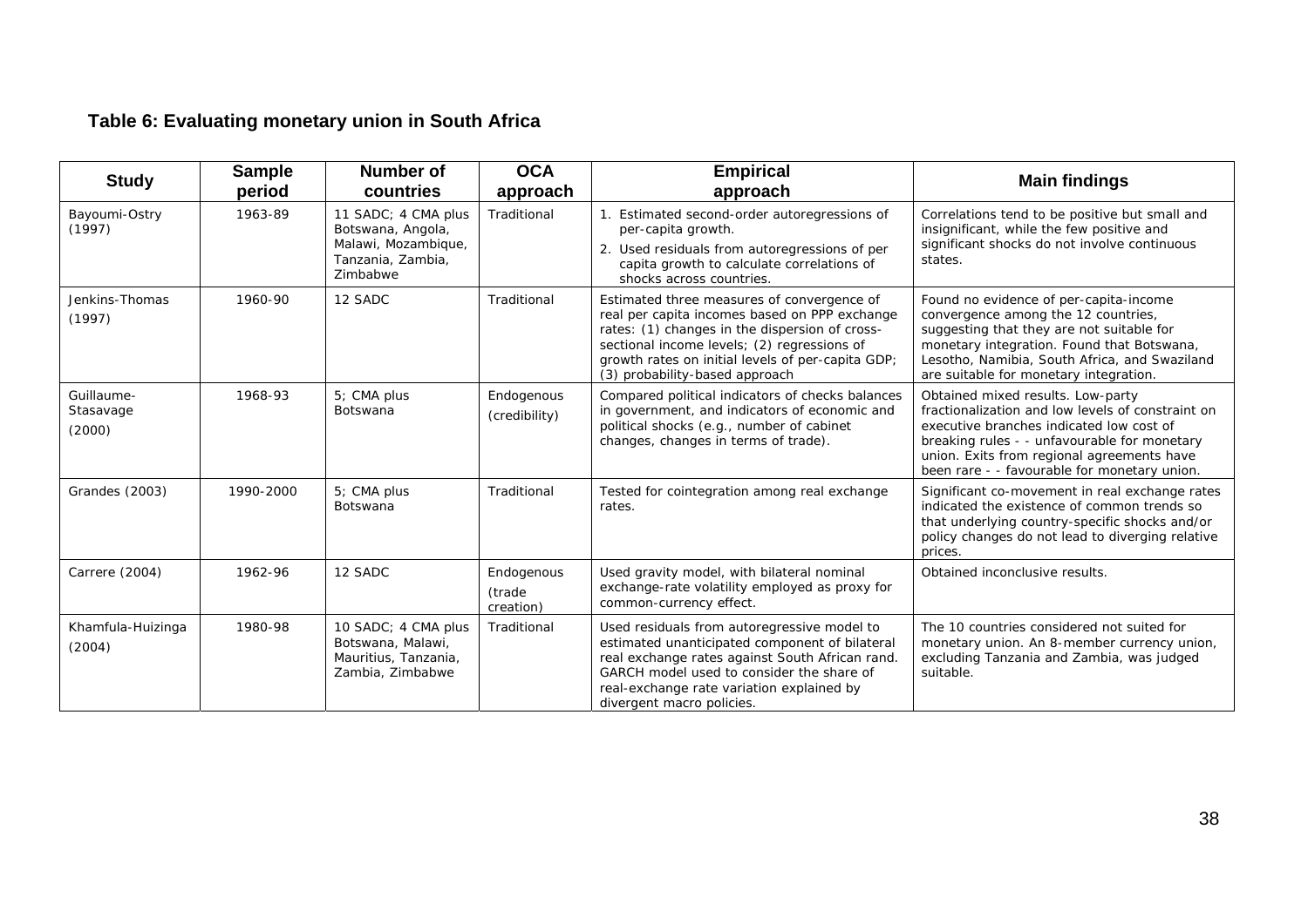## Table 6: Evaluating monetary union in South Africa

| Study | Sample period | Number of countries | OCA approach | Empirical approach | Main findings |
|---|---|---|---|---|---|
| Bayoumi-Ostry (1997) | 1963-89 | 11 SADC; 4 CMA plus Botswana, Angola, Malawi, Mozambique, Tanzania, Zambia, Zimbabwe | Traditional | 1. Estimated second-order autoregressions of per-capita growth. 2. Used residuals from autoregressions of per capita growth to calculate correlations of shocks across countries. | Correlations tend to be positive but small and insignificant, while the few positive and significant shocks do not involve continuous states. |
| Jenkins-Thomas (1997) | 1960-90 | 12 SADC | Traditional | Estimated three measures of convergence of real per capita incomes based on PPP exchange rates: (1) changes in the dispersion of cross-sectional income levels; (2) regressions of growth rates on initial levels of per-capita GDP; (3) probability-based approach | Found no evidence of per-capita-income convergence among the 12 countries, suggesting that they are not suitable for monetary integration. Found that Botswana, Lesotho, Namibia, South Africa, and Swaziland are suitable for monetary integration. |
| Guillaume-Stasavage (2000) | 1968-93 | 5; CMA plus Botswana | Endogenous (credibility) | Compared political indicators of checks balances in government, and indicators of economic and political shocks (e.g., number of cabinet changes, changes in terms of trade). | Obtained mixed results. Low-party fractionalization and low levels of constraint on executive branches indicated low cost of breaking rules - - unfavourable for monetary union. Exits from regional agreements have been rare - - favourable for monetary union. |
| Grandes (2003) | 1990-2000 | 5; CMA plus Botswana | Traditional | Tested for cointegration among real exchange rates. | Significant co-movement in real exchange rates indicated the existence of common trends so that underlying country-specific shocks and/or policy changes do not lead to diverging relative prices. |
| Carrere (2004) | 1962-96 | 12 SADC | Endogenous (trade creation) | Used gravity model, with bilateral nominal exchange-rate volatility employed as proxy for common-currency effect. | Obtained inconclusive results. |
| Khamfula-Huizinga (2004) | 1980-98 | 10 SADC; 4 CMA plus Botswana, Malawi, Mauritius, Tanzania, Zambia, Zimbabwe | Traditional | Used residuals from autoregressive model to estimated unanticipated component of bilateral real exchange rates against South African rand. GARCH model used to consider the share of real-exchange rate variation explained by divergent macro policies. | The 10 countries considered not suited for monetary union. An 8-member currency union, excluding Tanzania and Zambia, was judged suitable. |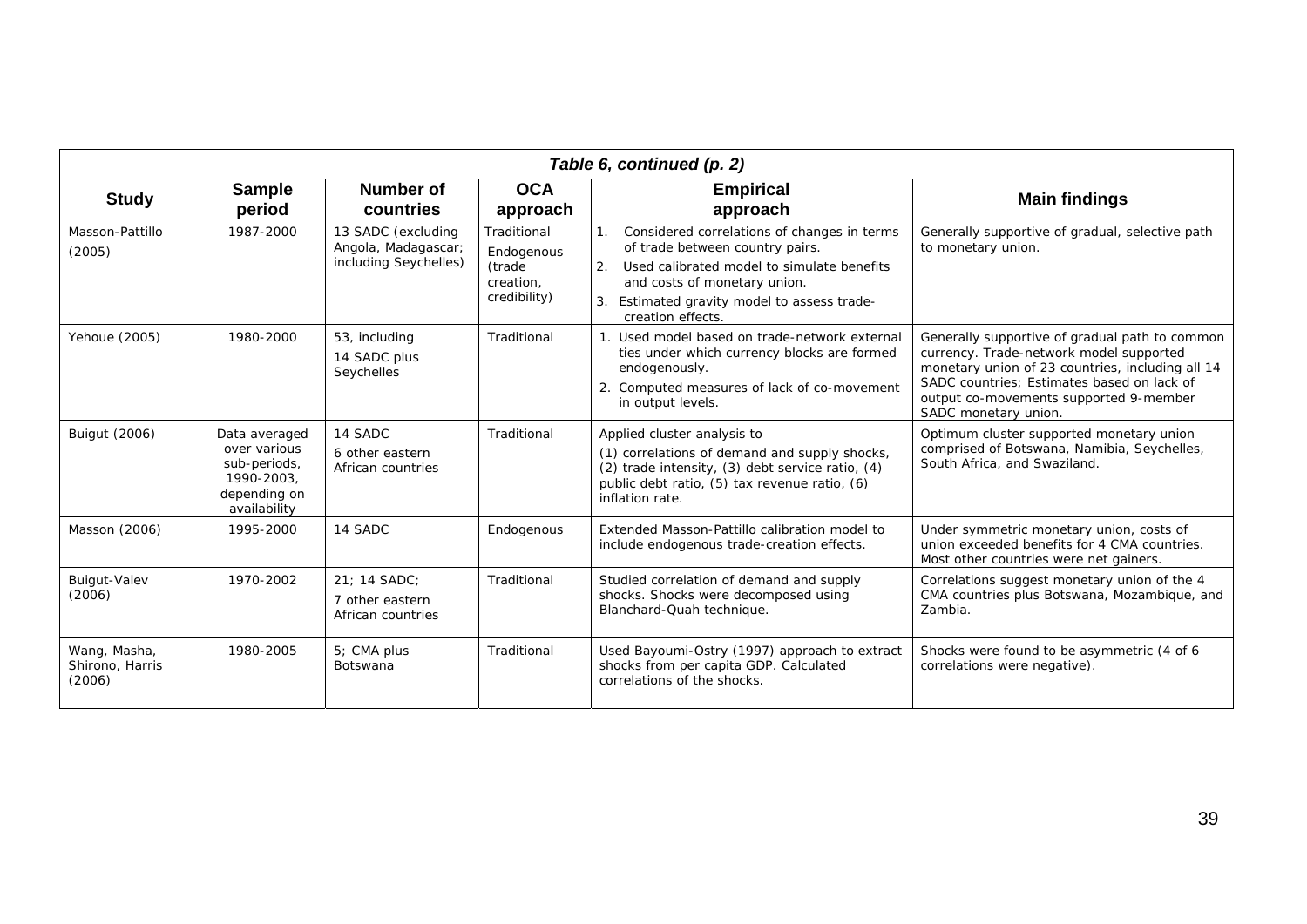| *Table 6, continued (p. 2)* | | | | | |
|---|---|---|---|---|---|
| **Study** | **Sample period** | **Number of countries** | **OCA approach** | **Empirical approach** | **Main findings** |
| Masson-Pattillo (2005) | 1987-2000 | 13 SADC (excluding Angola, Madagascar; including Seychelles) | Traditional Endogenous (trade creation, credibility) | 1. Considered correlations of changes in terms of trade between country pairs. 2. Used calibrated model to simulate benefits and costs of monetary union. 3. Estimated gravity model to assess trade-creation effects. | Generally supportive of gradual, selective path to monetary union. |
| Yehoue (2005) | 1980-2000 | 53, including 14 SADC plus Seychelles | Traditional | 1. Used model based on trade-network external ties under which currency blocks are formed endogenously. 2. Computed measures of lack of co-movement in output levels. | Generally supportive of gradual path to common currency. Trade-network model supported monetary union of 23 countries, including all 14 SADC countries; Estimates based on lack of output co-movements supported 9-member SADC monetary union. |
| Buigut (2006) | Data averaged over various sub-periods, 1990-2003, depending on availability | 14 SADC 6 other eastern African countries | Traditional | Applied cluster analysis to (1) correlations of demand and supply shocks, (2) trade intensity, (3) debt service ratio, (4) public debt ratio, (5) tax revenue ratio, (6) inflation rate. | Optimum cluster supported monetary union comprised of Botswana, Namibia, Seychelles, South Africa, and Swaziland. |
| Masson (2006) | 1995-2000 | 14 SADC | Endogenous | Extended Masson-Pattillo calibration model to include endogenous trade-creation effects. | Under symmetric monetary union, costs of union exceeded benefits for 4 CMA countries. Most other countries were net gainers. |
| Buigut-Valev (2006) | 1970-2002 | 21; 14 SADC; 7 other eastern African countries | Traditional | Studied correlation of demand and supply shocks. Shocks were decomposed using Blanchard-Quah technique. | Correlations suggest monetary union of the 4 CMA countries plus Botswana, Mozambique, and Zambia. |
| Wang, Masha, Shirono, Harris (2006) | 1980-2005 | 5; CMA plus Botswana | Traditional | Used Bayoumi-Ostry (1997) approach to extract shocks from per capita GDP. Calculated correlations of the shocks. | Shocks were found to be asymmetric (4 of 6 correlations were negative). |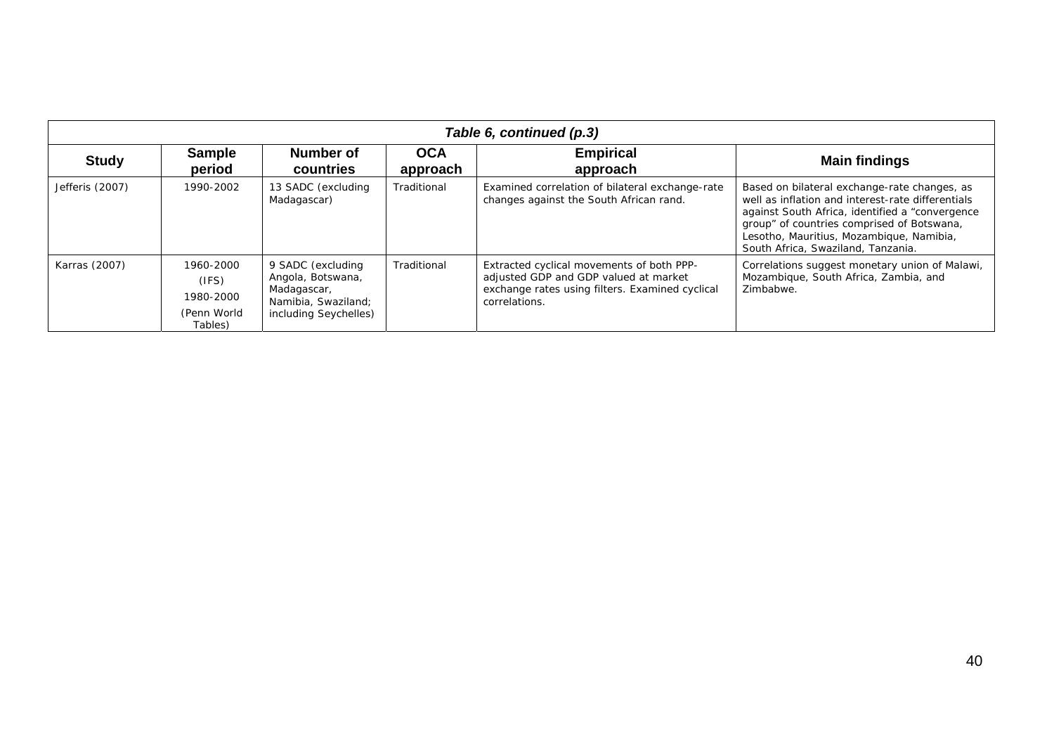| *Table 6, continued (p.3)* | | | | | |
|---|---|---|---|---|---|
| **Study** | **Sample period** | **Number of countries** | **OCA approach** | **Empirical approach** | **Main findings** |
| Jefferis (2007) | 1990-2002 | 13 SADC (excluding Madagascar) | Traditional | Examined correlation of bilateral exchange-rate changes against the South African rand. | Based on bilateral exchange-rate changes, as well as inflation and interest-rate differentials against South Africa, identified a "convergence group" of countries comprised of Botswana, Lesotho, Mauritius, Mozambique, Namibia, South Africa, Swaziland, Tanzania. |
| Karras (2007) | 1960-2000 (IFS) 1980-2000 (Penn World Tables) | 9 SADC (excluding Angola, Botswana, Madagascar, Namibia, Swaziland; including Seychelles) | Traditional | Extracted cyclical movements of both PPP-adjusted GDP and GDP valued at market exchange rates using filters. Examined cyclical correlations. | Correlations suggest monetary union of Malawi, Mozambique, South Africa, Zambia, and Zimbabwe. |